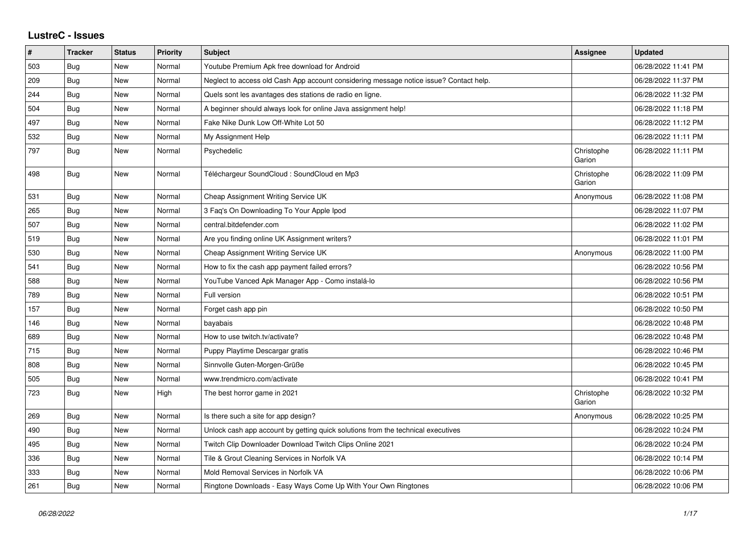# LustreC - Issues

| # | Tracker | Status | Priority | Subject | Assignee | Updated |
|---|---|---|---|---|---|---|
| 503 | Bug | New | Normal | Youtube Premium Apk free download for Android | | 06/28/2022 11:41 PM |
| 209 | Bug | New | Normal | Neglect to access old Cash App account considering message notice issue? Contact help. | | 06/28/2022 11:37 PM |
| 244 | Bug | New | Normal | Quels sont les avantages des stations de radio en ligne. | | 06/28/2022 11:32 PM |
| 504 | Bug | New | Normal | A beginner should always look for online Java assignment help! | | 06/28/2022 11:18 PM |
| 497 | Bug | New | Normal | Fake Nike Dunk Low Off-White Lot 50 | | 06/28/2022 11:12 PM |
| 532 | Bug | New | Normal | My Assignment Help | | 06/28/2022 11:11 PM |
| 797 | Bug | New | Normal | Psychedelic | Christophe Garion | 06/28/2022 11:11 PM |
| 498 | Bug | New | Normal | Téléchargeur SoundCloud : SoundCloud en Mp3 | Christophe Garion | 06/28/2022 11:09 PM |
| 531 | Bug | New | Normal | Cheap Assignment Writing Service UK | Anonymous | 06/28/2022 11:08 PM |
| 265 | Bug | New | Normal | 3 Faq's On Downloading To Your Apple Ipod | | 06/28/2022 11:07 PM |
| 507 | Bug | New | Normal | central.bitdefender.com | | 06/28/2022 11:02 PM |
| 519 | Bug | New | Normal | Are you finding online UK Assignment writers? | | 06/28/2022 11:01 PM |
| 530 | Bug | New | Normal | Cheap Assignment Writing Service UK | Anonymous | 06/28/2022 11:00 PM |
| 541 | Bug | New | Normal | How to fix the cash app payment failed errors? | | 06/28/2022 10:56 PM |
| 588 | Bug | New | Normal | YouTube Vanced Apk Manager App - Como instalá-lo | | 06/28/2022 10:56 PM |
| 789 | Bug | New | Normal | Full version | | 06/28/2022 10:51 PM |
| 157 | Bug | New | Normal | Forget cash app pin | | 06/28/2022 10:50 PM |
| 146 | Bug | New | Normal | bayabais | | 06/28/2022 10:48 PM |
| 689 | Bug | New | Normal | How to use twitch.tv/activate? | | 06/28/2022 10:48 PM |
| 715 | Bug | New | Normal | Puppy Playtime Descargar gratis | | 06/28/2022 10:46 PM |
| 808 | Bug | New | Normal | Sinnvolle Guten-Morgen-Grüße | | 06/28/2022 10:45 PM |
| 505 | Bug | New | Normal | www.trendmicro.com/activate | | 06/28/2022 10:41 PM |
| 723 | Bug | New | High | The best horror game in 2021 | Christophe Garion | 06/28/2022 10:32 PM |
| 269 | Bug | New | Normal | Is there such a site for app design? | Anonymous | 06/28/2022 10:25 PM |
| 490 | Bug | New | Normal | Unlock cash app account by getting quick solutions from the technical executives | | 06/28/2022 10:24 PM |
| 495 | Bug | New | Normal | Twitch Clip Downloader Download Twitch Clips Online 2021 | | 06/28/2022 10:24 PM |
| 336 | Bug | New | Normal | Tile & Grout Cleaning Services in Norfolk VA | | 06/28/2022 10:14 PM |
| 333 | Bug | New | Normal | Mold Removal Services in Norfolk VA | | 06/28/2022 10:06 PM |
| 261 | Bug | New | Normal | Ringtone Downloads - Easy Ways Come Up With Your Own Ringtones | | 06/28/2022 10:06 PM |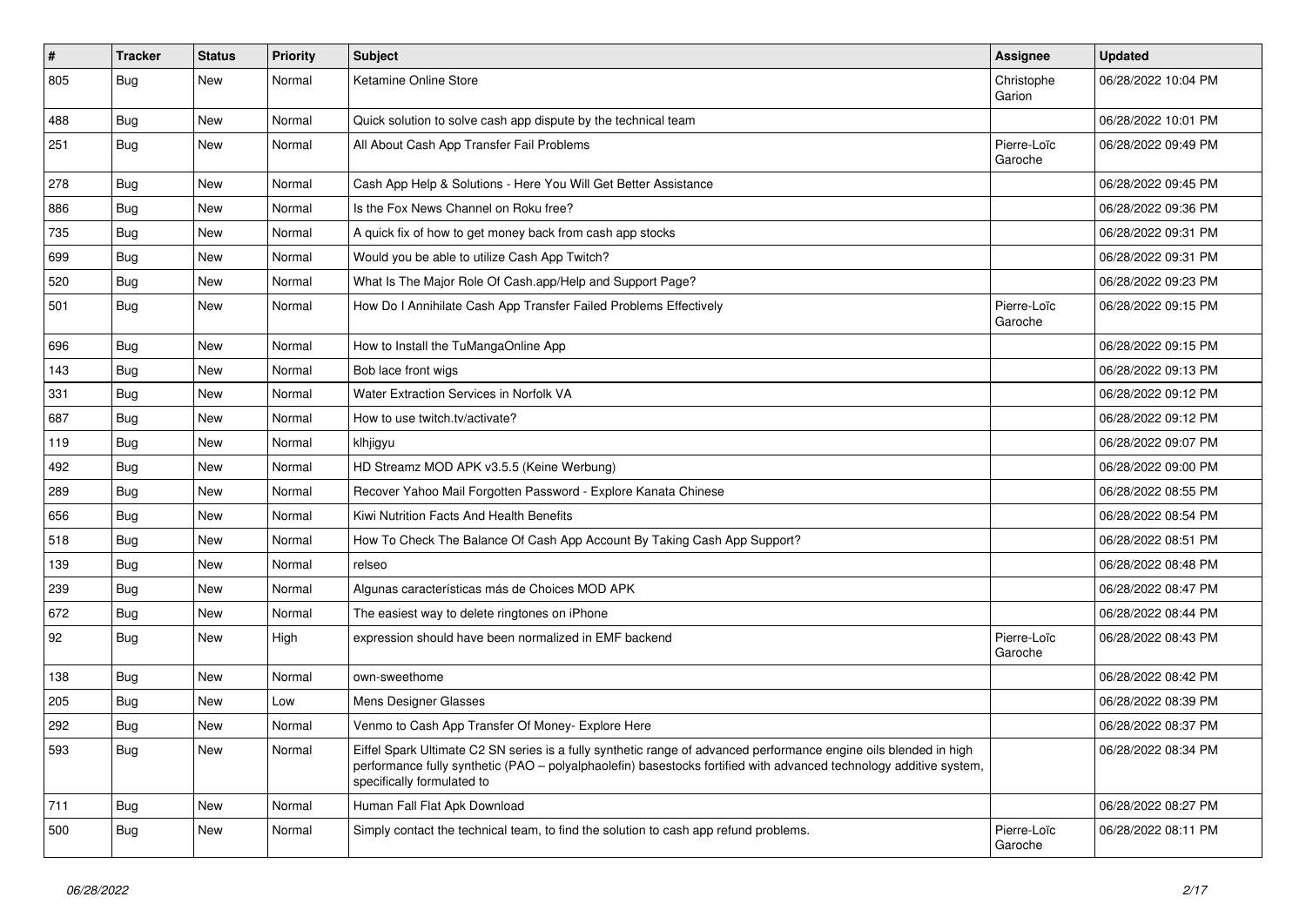| # | Tracker | Status | Priority | Subject | Assignee | Updated |
| --- | --- | --- | --- | --- | --- | --- |
| 805 | Bug | New | Normal | Ketamine Online Store | Christophe Garion | 06/28/2022 10:04 PM |
| 488 | Bug | New | Normal | Quick solution to solve cash app dispute by the technical team | | 06/28/2022 10:01 PM |
| 251 | Bug | New | Normal | All About Cash App Transfer Fail Problems | Pierre-Loïc Garoche | 06/28/2022 09:49 PM |
| 278 | Bug | New | Normal | Cash App Help & Solutions - Here You Will Get Better Assistance | | 06/28/2022 09:45 PM |
| 886 | Bug | New | Normal | Is the Fox News Channel on Roku free? | | 06/28/2022 09:36 PM |
| 735 | Bug | New | Normal | A quick fix of how to get money back from cash app stocks | | 06/28/2022 09:31 PM |
| 699 | Bug | New | Normal | Would you be able to utilize Cash App Twitch? | | 06/28/2022 09:31 PM |
| 520 | Bug | New | Normal | What Is The Major Role Of Cash.app/Help and Support Page? | | 06/28/2022 09:23 PM |
| 501 | Bug | New | Normal | How Do I Annihilate Cash App Transfer Failed Problems Effectively | Pierre-Loïc Garoche | 06/28/2022 09:15 PM |
| 696 | Bug | New | Normal | How to Install the TuMangaOnline App | | 06/28/2022 09:15 PM |
| 143 | Bug | New | Normal | Bob lace front wigs | | 06/28/2022 09:13 PM |
| 331 | Bug | New | Normal | Water Extraction Services in Norfolk VA | | 06/28/2022 09:12 PM |
| 687 | Bug | New | Normal | How to use twitch.tv/activate? | | 06/28/2022 09:12 PM |
| 119 | Bug | New | Normal | klhjigyu | | 06/28/2022 09:07 PM |
| 492 | Bug | New | Normal | HD Streamz MOD APK v3.5.5 (Keine Werbung) | | 06/28/2022 09:00 PM |
| 289 | Bug | New | Normal | Recover Yahoo Mail Forgotten Password - Explore Kanata Chinese | | 06/28/2022 08:55 PM |
| 656 | Bug | New | Normal | Kiwi Nutrition Facts And Health Benefits | | 06/28/2022 08:54 PM |
| 518 | Bug | New | Normal | How To Check The Balance Of Cash App Account By Taking Cash App Support? | | 06/28/2022 08:51 PM |
| 139 | Bug | New | Normal | relseo | | 06/28/2022 08:48 PM |
| 239 | Bug | New | Normal | Algunas características más de Choices MOD APK | | 06/28/2022 08:47 PM |
| 672 | Bug | New | Normal | The easiest way to delete ringtones on iPhone | | 06/28/2022 08:44 PM |
| 92 | Bug | New | High | expression should have been normalized in EMF backend | Pierre-Loïc Garoche | 06/28/2022 08:43 PM |
| 138 | Bug | New | Normal | own-sweethome | | 06/28/2022 08:42 PM |
| 205 | Bug | New | Low | Mens Designer Glasses | | 06/28/2022 08:39 PM |
| 292 | Bug | New | Normal | Venmo to Cash App Transfer Of Money- Explore Here | | 06/28/2022 08:37 PM |
| 593 | Bug | New | Normal | Eiffel Spark Ultimate C2 SN series is a fully synthetic range of advanced performance engine oils blended in high performance fully synthetic (PAO – polyalphaolefin) basestocks fortified with advanced technology additive system, specifically formulated to | | 06/28/2022 08:34 PM |
| 711 | Bug | New | Normal | Human Fall Flat Apk Download | | 06/28/2022 08:27 PM |
| 500 | Bug | New | Normal | Simply contact the technical team, to find the solution to cash app refund problems. | Pierre-Loïc Garoche | 06/28/2022 08:11 PM |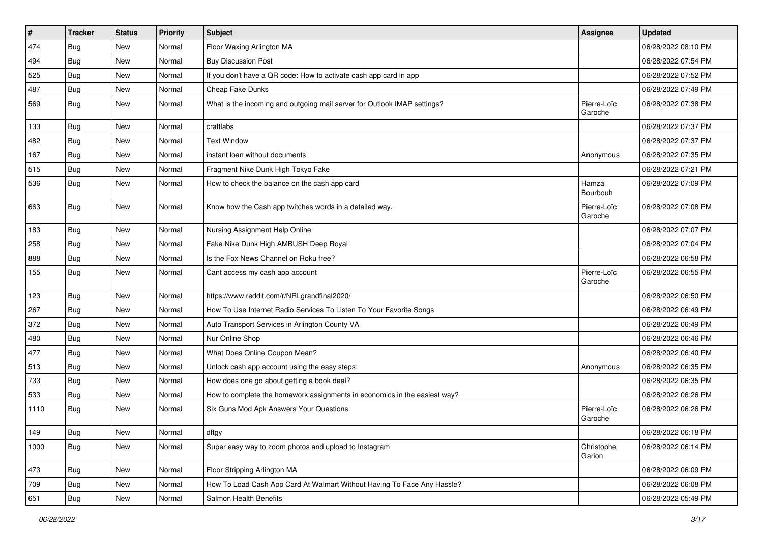| # | Tracker | Status | Priority | Subject | Assignee | Updated |
| --- | --- | --- | --- | --- | --- | --- |
| 474 | Bug | New | Normal | Floor Waxing Arlington MA | | 06/28/2022 08:10 PM |
| 494 | Bug | New | Normal | Buy Discussion Post | | 06/28/2022 07:54 PM |
| 525 | Bug | New | Normal | If you don't have a QR code: How to activate cash app card in app | | 06/28/2022 07:52 PM |
| 487 | Bug | New | Normal | Cheap Fake Dunks | | 06/28/2022 07:49 PM |
| 569 | Bug | New | Normal | What is the incoming and outgoing mail server for Outlook IMAP settings? | Pierre-Loïc Garoche | 06/28/2022 07:38 PM |
| 133 | Bug | New | Normal | craftlabs | | 06/28/2022 07:37 PM |
| 482 | Bug | New | Normal | Text Window | | 06/28/2022 07:37 PM |
| 167 | Bug | New | Normal | instant loan without documents | Anonymous | 06/28/2022 07:35 PM |
| 515 | Bug | New | Normal | Fragment Nike Dunk High Tokyo Fake | | 06/28/2022 07:21 PM |
| 536 | Bug | New | Normal | How to check the balance on the cash app card | Hamza Bourbouh | 06/28/2022 07:09 PM |
| 663 | Bug | New | Normal | Know how the Cash app twitches words in a detailed way. | Pierre-Loïc Garoche | 06/28/2022 07:08 PM |
| 183 | Bug | New | Normal | Nursing Assignment Help Online | | 06/28/2022 07:07 PM |
| 258 | Bug | New | Normal | Fake Nike Dunk High AMBUSH Deep Royal | | 06/28/2022 07:04 PM |
| 888 | Bug | New | Normal | Is the Fox News Channel on Roku free? | | 06/28/2022 06:58 PM |
| 155 | Bug | New | Normal | Cant access my cash app account | Pierre-Loïc Garoche | 06/28/2022 06:55 PM |
| 123 | Bug | New | Normal | https://www.reddit.com/r/NRLgrandfinal2020/ | | 06/28/2022 06:50 PM |
| 267 | Bug | New | Normal | How To Use Internet Radio Services To Listen To Your Favorite Songs | | 06/28/2022 06:49 PM |
| 372 | Bug | New | Normal | Auto Transport Services in Arlington County VA | | 06/28/2022 06:49 PM |
| 480 | Bug | New | Normal | Nur Online Shop | | 06/28/2022 06:46 PM |
| 477 | Bug | New | Normal | What Does Online Coupon Mean? | | 06/28/2022 06:40 PM |
| 513 | Bug | New | Normal | Unlock cash app account using the easy steps: | Anonymous | 06/28/2022 06:35 PM |
| 733 | Bug | New | Normal | How does one go about getting a book deal? | | 06/28/2022 06:35 PM |
| 533 | Bug | New | Normal | How to complete the homework assignments in economics in the easiest way? | | 06/28/2022 06:26 PM |
| 1110 | Bug | New | Normal | Six Guns Mod Apk Answers Your Questions | Pierre-Loïc Garoche | 06/28/2022 06:26 PM |
| 149 | Bug | New | Normal | dftgy | | 06/28/2022 06:18 PM |
| 1000 | Bug | New | Normal | Super easy way to zoom photos and upload to Instagram | Christophe Garion | 06/28/2022 06:14 PM |
| 473 | Bug | New | Normal | Floor Stripping Arlington MA | | 06/28/2022 06:09 PM |
| 709 | Bug | New | Normal | How To Load Cash App Card At Walmart Without Having To Face Any Hassle? | | 06/28/2022 06:08 PM |
| 651 | Bug | New | Normal | Salmon Health Benefits | | 06/28/2022 05:49 PM |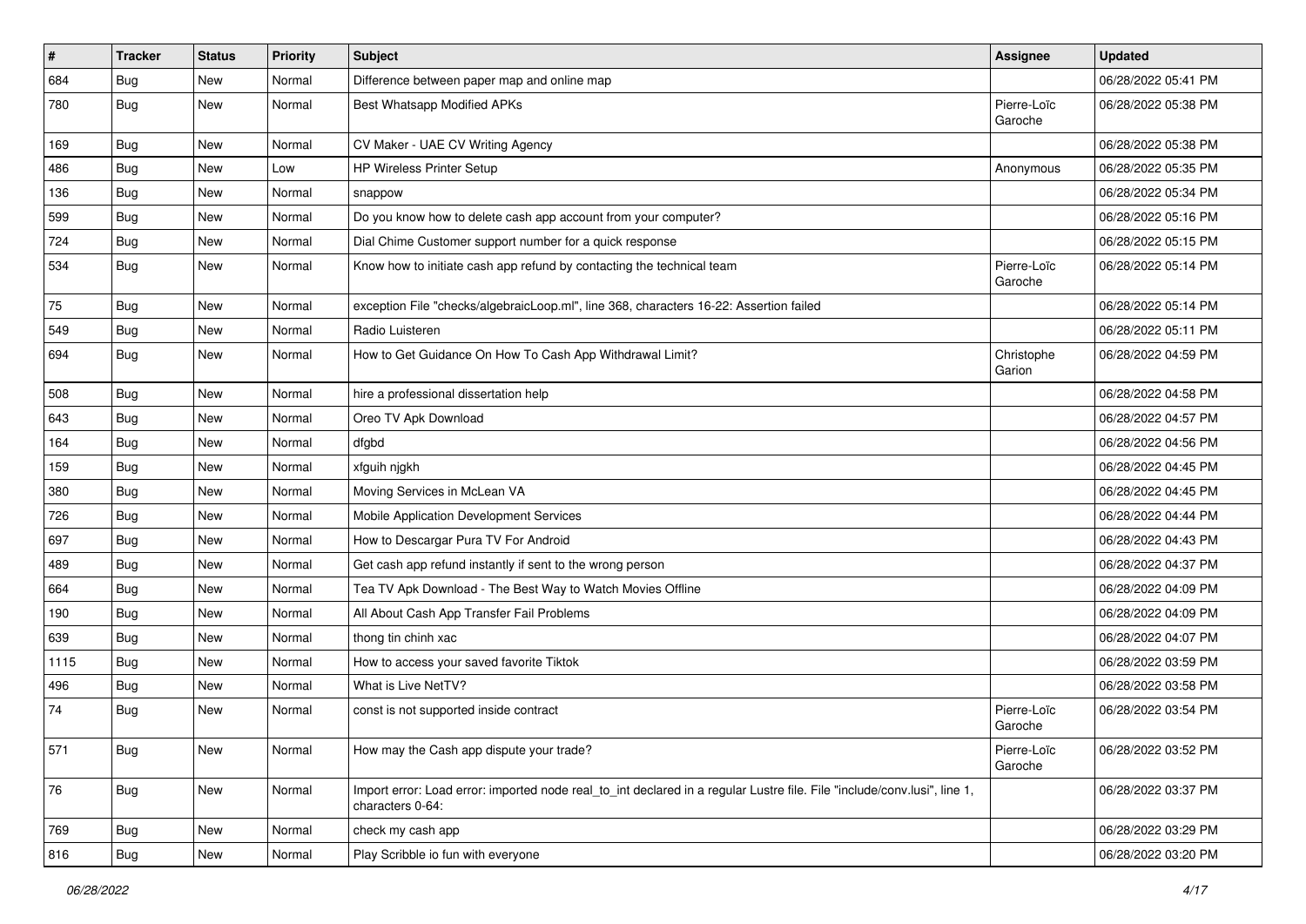| # | Tracker | Status | Priority | Subject | Assignee | Updated |
|---|---|---|---|---|---|---|
| 684 | Bug | New | Normal | Difference between paper map and online map | | 06/28/2022 05:41 PM |
| 780 | Bug | New | Normal | Best Whatsapp Modified APKs | Pierre-Loïc Garoche | 06/28/2022 05:38 PM |
| 169 | Bug | New | Normal | CV Maker - UAE CV Writing Agency | | 06/28/2022 05:38 PM |
| 486 | Bug | New | Low | HP Wireless Printer Setup | Anonymous | 06/28/2022 05:35 PM |
| 136 | Bug | New | Normal | snappow | | 06/28/2022 05:34 PM |
| 599 | Bug | New | Normal | Do you know how to delete cash app account from your computer? | | 06/28/2022 05:16 PM |
| 724 | Bug | New | Normal | Dial Chime Customer support number for a quick response | | 06/28/2022 05:15 PM |
| 534 | Bug | New | Normal | Know how to initiate cash app refund by contacting the technical team | Pierre-Loïc Garoche | 06/28/2022 05:14 PM |
| 75 | Bug | New | Normal | exception File "checks/algebraicLoop.ml", line 368, characters 16-22: Assertion failed | | 06/28/2022 05:14 PM |
| 549 | Bug | New | Normal | Radio Luisteren | | 06/28/2022 05:11 PM |
| 694 | Bug | New | Normal | How to Get Guidance On How To Cash App Withdrawal Limit? | Christophe Garion | 06/28/2022 04:59 PM |
| 508 | Bug | New | Normal | hire a professional dissertation help | | 06/28/2022 04:58 PM |
| 643 | Bug | New | Normal | Oreo TV Apk Download | | 06/28/2022 04:57 PM |
| 164 | Bug | New | Normal | dfgbd | | 06/28/2022 04:56 PM |
| 159 | Bug | New | Normal | xfguih njgkh | | 06/28/2022 04:45 PM |
| 380 | Bug | New | Normal | Moving Services in McLean VA | | 06/28/2022 04:45 PM |
| 726 | Bug | New | Normal | Mobile Application Development Services | | 06/28/2022 04:44 PM |
| 697 | Bug | New | Normal | How to Descargar Pura TV For Android | | 06/28/2022 04:43 PM |
| 489 | Bug | New | Normal | Get cash app refund instantly if sent to the wrong person | | 06/28/2022 04:37 PM |
| 664 | Bug | New | Normal | Tea TV Apk Download - The Best Way to Watch Movies Offline | | 06/28/2022 04:09 PM |
| 190 | Bug | New | Normal | All About Cash App Transfer Fail Problems | | 06/28/2022 04:09 PM |
| 639 | Bug | New | Normal | thong tin chinh xac | | 06/28/2022 04:07 PM |
| 1115 | Bug | New | Normal | How to access your saved favorite Tiktok | | 06/28/2022 03:59 PM |
| 496 | Bug | New | Normal | What is Live NetTV? | | 06/28/2022 03:58 PM |
| 74 | Bug | New | Normal | const is not supported inside contract | Pierre-Loïc Garoche | 06/28/2022 03:54 PM |
| 571 | Bug | New | Normal | How may the Cash app dispute your trade? | Pierre-Loïc Garoche | 06/28/2022 03:52 PM |
| 76 | Bug | New | Normal | Import error: Load error: imported node real_to_int declared in a regular Lustre file. File "include/conv.lusi", line 1, characters 0-64: | | 06/28/2022 03:37 PM |
| 769 | Bug | New | Normal | check my cash app | | 06/28/2022 03:29 PM |
| 816 | Bug | New | Normal | Play Scribble io fun with everyone | | 06/28/2022 03:20 PM |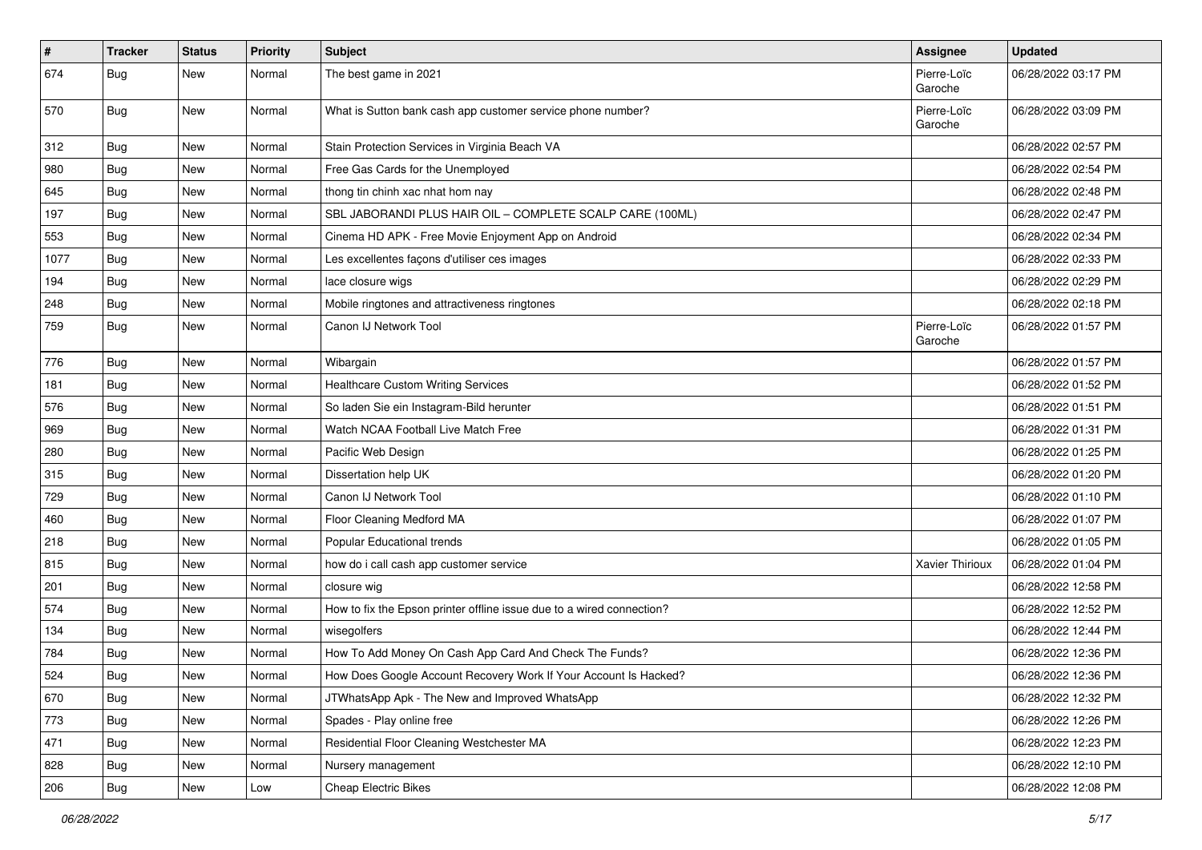| # | Tracker | Status | Priority | Subject | Assignee | Updated |
|---|---|---|---|---|---|---|
| 674 | Bug | New | Normal | The best game in 2021 | Pierre-Loïc Garoche | 06/28/2022 03:17 PM |
| 570 | Bug | New | Normal | What is Sutton bank cash app customer service phone number? | Pierre-Loïc Garoche | 06/28/2022 03:09 PM |
| 312 | Bug | New | Normal | Stain Protection Services in Virginia Beach VA | | 06/28/2022 02:57 PM |
| 980 | Bug | New | Normal | Free Gas Cards for the Unemployed | | 06/28/2022 02:54 PM |
| 645 | Bug | New | Normal | thong tin chinh xac nhat hom nay | | 06/28/2022 02:48 PM |
| 197 | Bug | New | Normal | SBL JABORANDI PLUS HAIR OIL – COMPLETE SCALP CARE (100ML) | | 06/28/2022 02:47 PM |
| 553 | Bug | New | Normal | Cinema HD APK - Free Movie Enjoyment App on Android | | 06/28/2022 02:34 PM |
| 1077 | Bug | New | Normal | Les excellentes façons d'utiliser ces images | | 06/28/2022 02:33 PM |
| 194 | Bug | New | Normal | lace closure wigs | | 06/28/2022 02:29 PM |
| 248 | Bug | New | Normal | Mobile ringtones and attractiveness ringtones | | 06/28/2022 02:18 PM |
| 759 | Bug | New | Normal | Canon IJ Network Tool | Pierre-Loïc Garoche | 06/28/2022 01:57 PM |
| 776 | Bug | New | Normal | Wibargain | | 06/28/2022 01:57 PM |
| 181 | Bug | New | Normal | Healthcare Custom Writing Services | | 06/28/2022 01:52 PM |
| 576 | Bug | New | Normal | So laden Sie ein Instagram-Bild herunter | | 06/28/2022 01:51 PM |
| 969 | Bug | New | Normal | Watch NCAA Football Live Match Free | | 06/28/2022 01:31 PM |
| 280 | Bug | New | Normal | Pacific Web Design | | 06/28/2022 01:25 PM |
| 315 | Bug | New | Normal | Dissertation help UK | | 06/28/2022 01:20 PM |
| 729 | Bug | New | Normal | Canon IJ Network Tool | | 06/28/2022 01:10 PM |
| 460 | Bug | New | Normal | Floor Cleaning Medford MA | | 06/28/2022 01:07 PM |
| 218 | Bug | New | Normal | Popular Educational trends | | 06/28/2022 01:05 PM |
| 815 | Bug | New | Normal | how do i call cash app customer service | Xavier Thirioux | 06/28/2022 01:04 PM |
| 201 | Bug | New | Normal | closure wig | | 06/28/2022 12:58 PM |
| 574 | Bug | New | Normal | How to fix the Epson printer offline issue due to a wired connection? | | 06/28/2022 12:52 PM |
| 134 | Bug | New | Normal | wisegolfers | | 06/28/2022 12:44 PM |
| 784 | Bug | New | Normal | How To Add Money On Cash App Card And Check The Funds? | | 06/28/2022 12:36 PM |
| 524 | Bug | New | Normal | How Does Google Account Recovery Work If Your Account Is Hacked? | | 06/28/2022 12:36 PM |
| 670 | Bug | New | Normal | JTWhatsApp Apk - The New and Improved WhatsApp | | 06/28/2022 12:32 PM |
| 773 | Bug | New | Normal | Spades - Play online free | | 06/28/2022 12:26 PM |
| 471 | Bug | New | Normal | Residential Floor Cleaning Westchester MA | | 06/28/2022 12:23 PM |
| 828 | Bug | New | Normal | Nursery management | | 06/28/2022 12:10 PM |
| 206 | Bug | New | Low | Cheap Electric Bikes | | 06/28/2022 12:08 PM |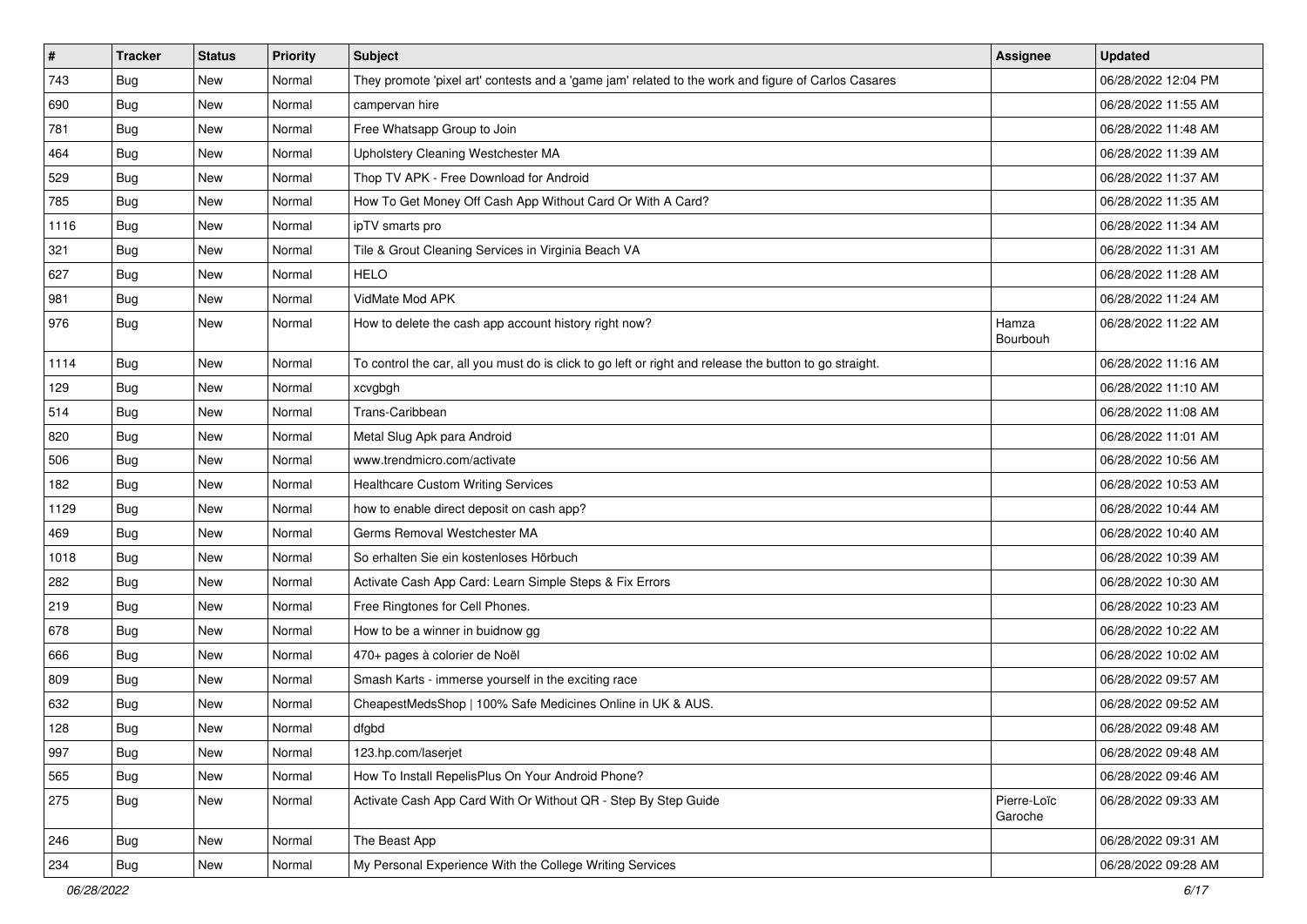| # | Tracker | Status | Priority | Subject | Assignee | Updated |
|---|---|---|---|---|---|---|
| 743 | Bug | New | Normal | They promote 'pixel art' contests and a 'game jam' related to the work and figure of Carlos Casares | | 06/28/2022 12:04 PM |
| 690 | Bug | New | Normal | campervan hire | | 06/28/2022 11:55 AM |
| 781 | Bug | New | Normal | Free Whatsapp Group to Join | | 06/28/2022 11:48 AM |
| 464 | Bug | New | Normal | Upholstery Cleaning Westchester MA | | 06/28/2022 11:39 AM |
| 529 | Bug | New | Normal | Thop TV APK - Free Download for Android | | 06/28/2022 11:37 AM |
| 785 | Bug | New | Normal | How To Get Money Off Cash App Without Card Or With A Card? | | 06/28/2022 11:35 AM |
| 1116 | Bug | New | Normal | ipTV smarts pro | | 06/28/2022 11:34 AM |
| 321 | Bug | New | Normal | Tile & Grout Cleaning Services in Virginia Beach VA | | 06/28/2022 11:31 AM |
| 627 | Bug | New | Normal | HELO | | 06/28/2022 11:28 AM |
| 981 | Bug | New | Normal | VidMate Mod APK | | 06/28/2022 11:24 AM |
| 976 | Bug | New | Normal | How to delete the cash app account history right now? | Hamza Bourbouh | 06/28/2022 11:22 AM |
| 1114 | Bug | New | Normal | To control the car, all you must do is click to go left or right and release the button to go straight. | | 06/28/2022 11:16 AM |
| 129 | Bug | New | Normal | xcvgbgh | | 06/28/2022 11:10 AM |
| 514 | Bug | New | Normal | Trans-Caribbean | | 06/28/2022 11:08 AM |
| 820 | Bug | New | Normal | Metal Slug Apk para Android | | 06/28/2022 11:01 AM |
| 506 | Bug | New | Normal | www.trendmicro.com/activate | | 06/28/2022 10:56 AM |
| 182 | Bug | New | Normal | Healthcare Custom Writing Services | | 06/28/2022 10:53 AM |
| 1129 | Bug | New | Normal | how to enable direct deposit on cash app? | | 06/28/2022 10:44 AM |
| 469 | Bug | New | Normal | Germs Removal Westchester MA | | 06/28/2022 10:40 AM |
| 1018 | Bug | New | Normal | So erhalten Sie ein kostenloses Hörbuch | | 06/28/2022 10:39 AM |
| 282 | Bug | New | Normal | Activate Cash App Card: Learn Simple Steps & Fix Errors | | 06/28/2022 10:30 AM |
| 219 | Bug | New | Normal | Free Ringtones for Cell Phones. | | 06/28/2022 10:23 AM |
| 678 | Bug | New | Normal | How to be a winner in buidnow gg | | 06/28/2022 10:22 AM |
| 666 | Bug | New | Normal | 470+ pages à colorier de Noël | | 06/28/2022 10:02 AM |
| 809 | Bug | New | Normal | Smash Karts - immerse yourself in the exciting race | | 06/28/2022 09:57 AM |
| 632 | Bug | New | Normal | CheapestMedsShop \| 100% Safe Medicines Online in UK & AUS. | | 06/28/2022 09:52 AM |
| 128 | Bug | New | Normal | dfgbd | | 06/28/2022 09:48 AM |
| 997 | Bug | New | Normal | 123.hp.com/laserjet | | 06/28/2022 09:48 AM |
| 565 | Bug | New | Normal | How To Install RepelisPlus On Your Android Phone? | | 06/28/2022 09:46 AM |
| 275 | Bug | New | Normal | Activate Cash App Card With Or Without QR - Step By Step Guide | Pierre-Loïc Garoche | 06/28/2022 09:33 AM |
| 246 | Bug | New | Normal | The Beast App | | 06/28/2022 09:31 AM |
| 234 | Bug | New | Normal | My Personal Experience With the College Writing Services | | 06/28/2022 09:28 AM |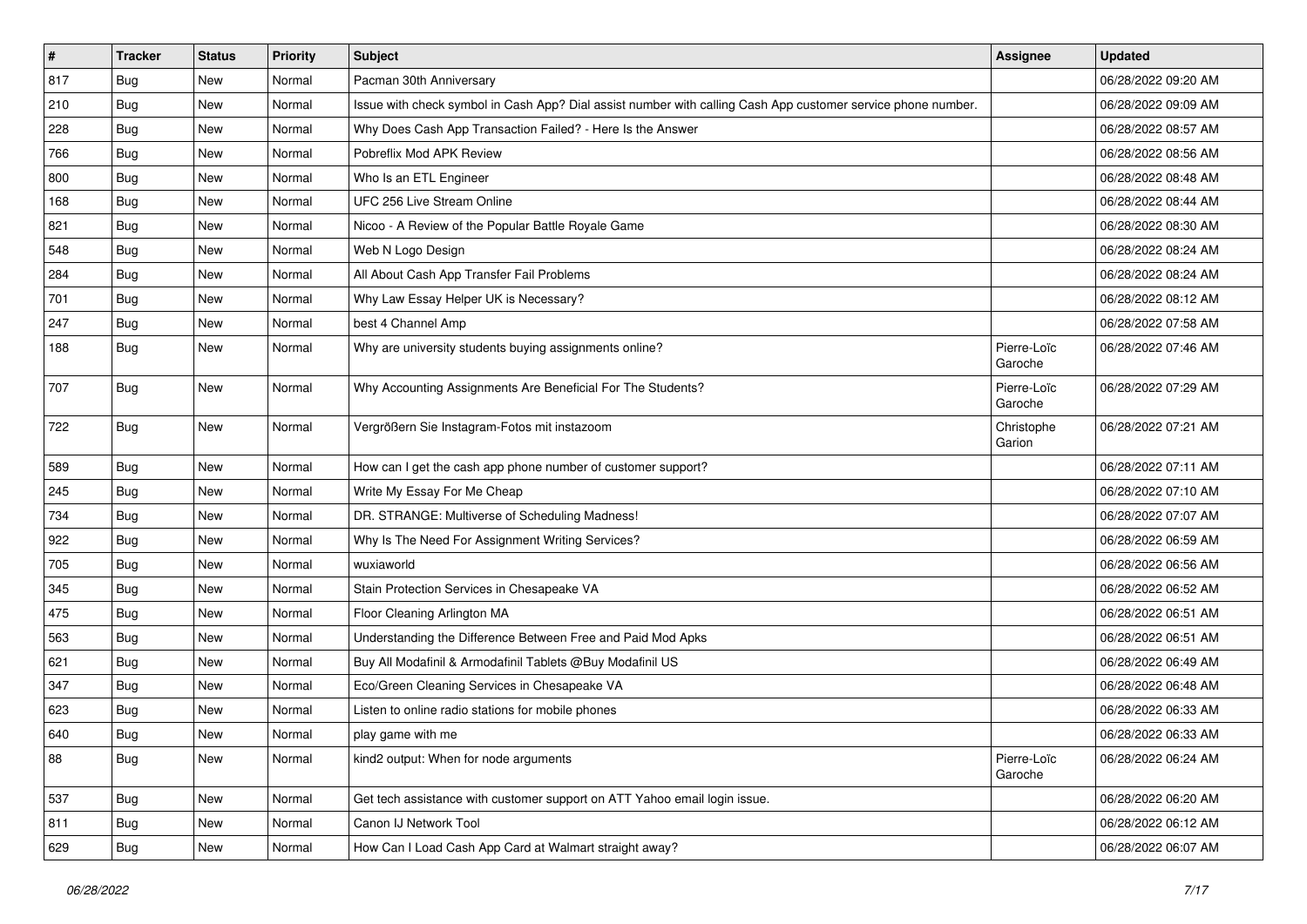| # | Tracker | Status | Priority | Subject | Assignee | Updated |
|---|---|---|---|---|---|---|
| 817 | Bug | New | Normal | Pacman 30th Anniversary | | 06/28/2022 09:20 AM |
| 210 | Bug | New | Normal | Issue with check symbol in Cash App? Dial assist number with calling Cash App customer service phone number. | | 06/28/2022 09:09 AM |
| 228 | Bug | New | Normal | Why Does Cash App Transaction Failed? - Here Is the Answer | | 06/28/2022 08:57 AM |
| 766 | Bug | New | Normal | Pobreflix Mod APK Review | | 06/28/2022 08:56 AM |
| 800 | Bug | New | Normal | Who Is an ETL Engineer | | 06/28/2022 08:48 AM |
| 168 | Bug | New | Normal | UFC 256 Live Stream Online | | 06/28/2022 08:44 AM |
| 821 | Bug | New | Normal | Nicoo - A Review of the Popular Battle Royale Game | | 06/28/2022 08:30 AM |
| 548 | Bug | New | Normal | Web N Logo Design | | 06/28/2022 08:24 AM |
| 284 | Bug | New | Normal | All About Cash App Transfer Fail Problems | | 06/28/2022 08:24 AM |
| 701 | Bug | New | Normal | Why Law Essay Helper UK is Necessary? | | 06/28/2022 08:12 AM |
| 247 | Bug | New | Normal | best 4 Channel Amp | | 06/28/2022 07:58 AM |
| 188 | Bug | New | Normal | Why are university students buying assignments online? | Pierre-Loïc Garoche | 06/28/2022 07:46 AM |
| 707 | Bug | New | Normal | Why Accounting Assignments Are Beneficial For The Students? | Pierre-Loïc Garoche | 06/28/2022 07:29 AM |
| 722 | Bug | New | Normal | Vergrößern Sie Instagram-Fotos mit instazoom | Christophe Garion | 06/28/2022 07:21 AM |
| 589 | Bug | New | Normal | How can I get the cash app phone number of customer support? | | 06/28/2022 07:11 AM |
| 245 | Bug | New | Normal | Write My Essay For Me Cheap | | 06/28/2022 07:10 AM |
| 734 | Bug | New | Normal | DR. STRANGE: Multiverse of Scheduling Madness! | | 06/28/2022 07:07 AM |
| 922 | Bug | New | Normal | Why Is The Need For Assignment Writing Services? | | 06/28/2022 06:59 AM |
| 705 | Bug | New | Normal | wuxiaworld | | 06/28/2022 06:56 AM |
| 345 | Bug | New | Normal | Stain Protection Services in Chesapeake VA | | 06/28/2022 06:52 AM |
| 475 | Bug | New | Normal | Floor Cleaning Arlington MA | | 06/28/2022 06:51 AM |
| 563 | Bug | New | Normal | Understanding the Difference Between Free and Paid Mod Apks | | 06/28/2022 06:51 AM |
| 621 | Bug | New | Normal | Buy All Modafinil & Armodafinil Tablets @Buy Modafinil US | | 06/28/2022 06:49 AM |
| 347 | Bug | New | Normal | Eco/Green Cleaning Services in Chesapeake VA | | 06/28/2022 06:48 AM |
| 623 | Bug | New | Normal | Listen to online radio stations for mobile phones | | 06/28/2022 06:33 AM |
| 640 | Bug | New | Normal | play game with me | | 06/28/2022 06:33 AM |
| 88 | Bug | New | Normal | kind2 output: When for node arguments | Pierre-Loïc Garoche | 06/28/2022 06:24 AM |
| 537 | Bug | New | Normal | Get tech assistance with customer support on ATT Yahoo email login issue. | | 06/28/2022 06:20 AM |
| 811 | Bug | New | Normal | Canon IJ Network Tool | | 06/28/2022 06:12 AM |
| 629 | Bug | New | Normal | How Can I Load Cash App Card at Walmart straight away? | | 06/28/2022 06:07 AM |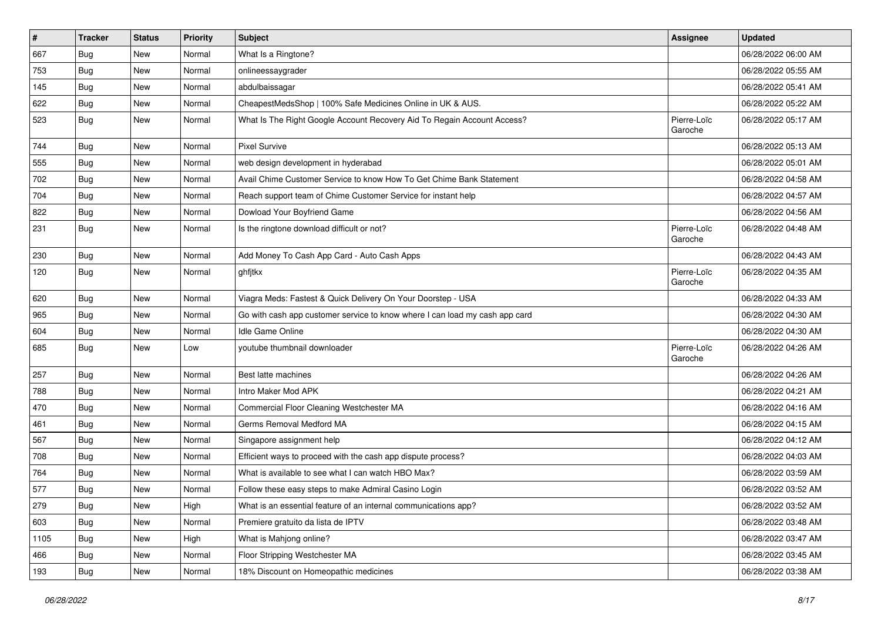| # | Tracker | Status | Priority | Subject | Assignee | Updated |
| --- | --- | --- | --- | --- | --- | --- |
| 667 | Bug | New | Normal | What Is a Ringtone? | | 06/28/2022 06:00 AM |
| 753 | Bug | New | Normal | onlineessaygrader | | 06/28/2022 05:55 AM |
| 145 | Bug | New | Normal | abdulbaissagar | | 06/28/2022 05:41 AM |
| 622 | Bug | New | Normal | CheapestMedsShop \| 100% Safe Medicines Online in UK & AUS. | | 06/28/2022 05:22 AM |
| 523 | Bug | New | Normal | What Is The Right Google Account Recovery Aid To Regain Account Access? | Pierre-Loïc Garoche | 06/28/2022 05:17 AM |
| 744 | Bug | New | Normal | Pixel Survive | | 06/28/2022 05:13 AM |
| 555 | Bug | New | Normal | web design development in hyderabad | | 06/28/2022 05:01 AM |
| 702 | Bug | New | Normal | Avail Chime Customer Service to know How To Get Chime Bank Statement | | 06/28/2022 04:58 AM |
| 704 | Bug | New | Normal | Reach support team of Chime Customer Service for instant help | | 06/28/2022 04:57 AM |
| 822 | Bug | New | Normal | Dowload Your Boyfriend Game | | 06/28/2022 04:56 AM |
| 231 | Bug | New | Normal | Is the ringtone download difficult or not? | Pierre-Loïc Garoche | 06/28/2022 04:48 AM |
| 230 | Bug | New | Normal | Add Money To Cash App Card - Auto Cash Apps | | 06/28/2022 04:43 AM |
| 120 | Bug | New | Normal | ghfjtkx | Pierre-Loïc Garoche | 06/28/2022 04:35 AM |
| 620 | Bug | New | Normal | Viagra Meds: Fastest & Quick Delivery On Your Doorstep - USA | | 06/28/2022 04:33 AM |
| 965 | Bug | New | Normal | Go with cash app customer service to know where I can load my cash app card | | 06/28/2022 04:30 AM |
| 604 | Bug | New | Normal | Idle Game Online | | 06/28/2022 04:30 AM |
| 685 | Bug | New | Low | youtube thumbnail downloader | Pierre-Loïc Garoche | 06/28/2022 04:26 AM |
| 257 | Bug | New | Normal | Best latte machines | | 06/28/2022 04:26 AM |
| 788 | Bug | New | Normal | Intro Maker Mod APK | | 06/28/2022 04:21 AM |
| 470 | Bug | New | Normal | Commercial Floor Cleaning Westchester MA | | 06/28/2022 04:16 AM |
| 461 | Bug | New | Normal | Germs Removal Medford MA | | 06/28/2022 04:15 AM |
| 567 | Bug | New | Normal | Singapore assignment help | | 06/28/2022 04:12 AM |
| 708 | Bug | New | Normal | Efficient ways to proceed with the cash app dispute process? | | 06/28/2022 04:03 AM |
| 764 | Bug | New | Normal | What is available to see what I can watch HBO Max? | | 06/28/2022 03:59 AM |
| 577 | Bug | New | Normal | Follow these easy steps to make Admiral Casino Login | | 06/28/2022 03:52 AM |
| 279 | Bug | New | High | What is an essential feature of an internal communications app? | | 06/28/2022 03:52 AM |
| 603 | Bug | New | Normal | Premiere gratuito da lista de IPTV | | 06/28/2022 03:48 AM |
| 1105 | Bug | New | High | What is Mahjong online? | | 06/28/2022 03:47 AM |
| 466 | Bug | New | Normal | Floor Stripping Westchester MA | | 06/28/2022 03:45 AM |
| 193 | Bug | New | Normal | 18% Discount on Homeopathic medicines | | 06/28/2022 03:38 AM |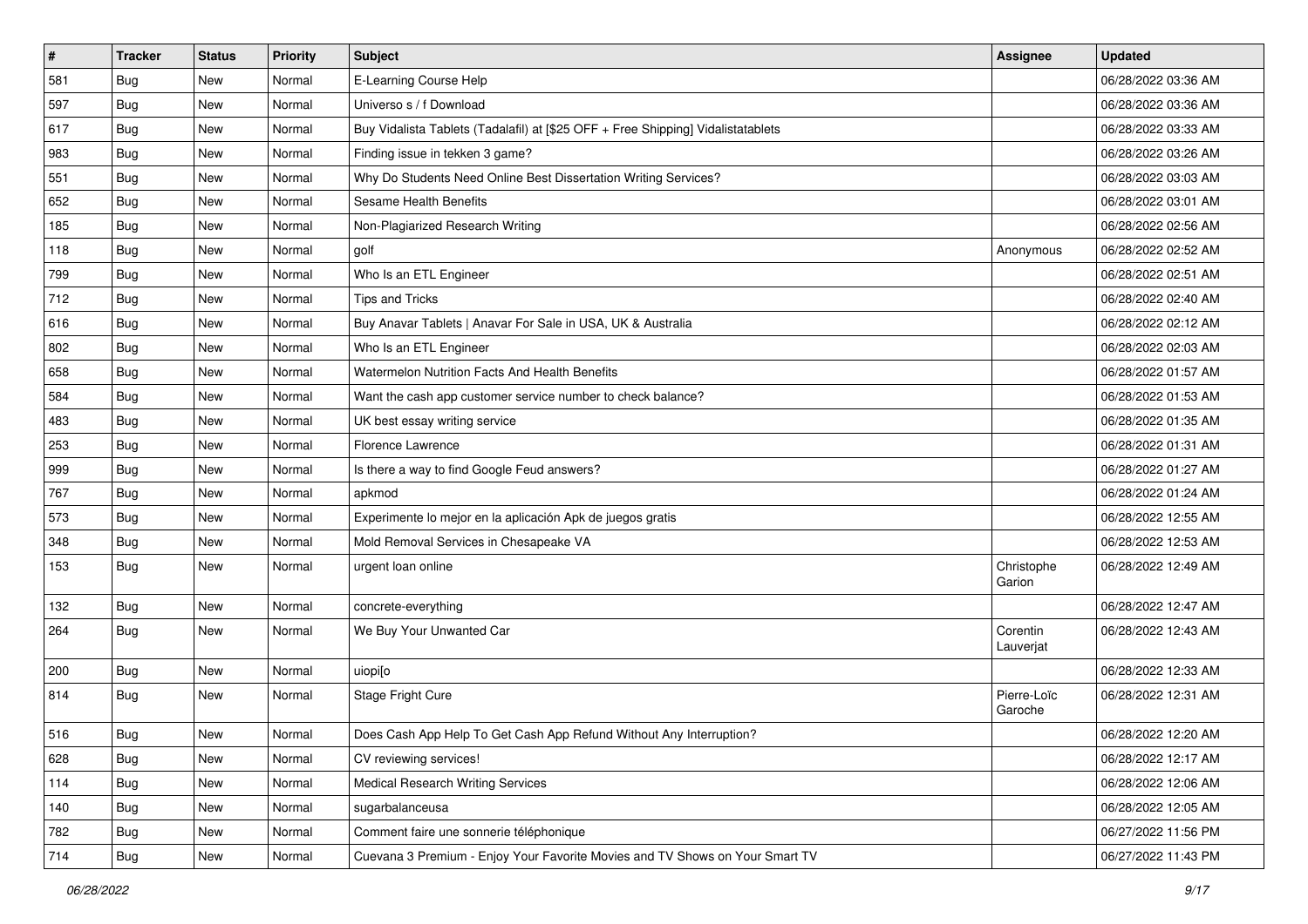| # | Tracker | Status | Priority | Subject | Assignee | Updated |
|---|---|---|---|---|---|---|
| 581 | Bug | New | Normal | E-Learning Course Help | | 06/28/2022 03:36 AM |
| 597 | Bug | New | Normal | Universo s / f Download | | 06/28/2022 03:36 AM |
| 617 | Bug | New | Normal | Buy Vidalista Tablets (Tadalafil) at [$25 OFF + Free Shipping] Vidalistatablets | | 06/28/2022 03:33 AM |
| 983 | Bug | New | Normal | Finding issue in tekken 3 game? | | 06/28/2022 03:26 AM |
| 551 | Bug | New | Normal | Why Do Students Need Online Best Dissertation Writing Services? | | 06/28/2022 03:03 AM |
| 652 | Bug | New | Normal | Sesame Health Benefits | | 06/28/2022 03:01 AM |
| 185 | Bug | New | Normal | Non-Plagiarized Research Writing | | 06/28/2022 02:56 AM |
| 118 | Bug | New | Normal | golf | Anonymous | 06/28/2022 02:52 AM |
| 799 | Bug | New | Normal | Who Is an ETL Engineer | | 06/28/2022 02:51 AM |
| 712 | Bug | New | Normal | Tips and Tricks | | 06/28/2022 02:40 AM |
| 616 | Bug | New | Normal | Buy Anavar Tablets \| Anavar For Sale in USA, UK & Australia | | 06/28/2022 02:12 AM |
| 802 | Bug | New | Normal | Who Is an ETL Engineer | | 06/28/2022 02:03 AM |
| 658 | Bug | New | Normal | Watermelon Nutrition Facts And Health Benefits | | 06/28/2022 01:57 AM |
| 584 | Bug | New | Normal | Want the cash app customer service number to check balance? | | 06/28/2022 01:53 AM |
| 483 | Bug | New | Normal | UK best essay writing service | | 06/28/2022 01:35 AM |
| 253 | Bug | New | Normal | Florence Lawrence | | 06/28/2022 01:31 AM |
| 999 | Bug | New | Normal | Is there a way to find Google Feud answers? | | 06/28/2022 01:27 AM |
| 767 | Bug | New | Normal | apkmod | | 06/28/2022 01:24 AM |
| 573 | Bug | New | Normal | Experimente lo mejor en la aplicación Apk de juegos gratis | | 06/28/2022 12:55 AM |
| 348 | Bug | New | Normal | Mold Removal Services in Chesapeake VA | | 06/28/2022 12:53 AM |
| 153 | Bug | New | Normal | urgent loan online | Christophe Garion | 06/28/2022 12:49 AM |
| 132 | Bug | New | Normal | concrete-everything | | 06/28/2022 12:47 AM |
| 264 | Bug | New | Normal | We Buy Your Unwanted Car | Corentin Lauverjat | 06/28/2022 12:43 AM |
| 200 | Bug | New | Normal | uiopi[o | | 06/28/2022 12:33 AM |
| 814 | Bug | New | Normal | Stage Fright Cure | Pierre-Loïc Garoche | 06/28/2022 12:31 AM |
| 516 | Bug | New | Normal | Does Cash App Help To Get Cash App Refund Without Any Interruption? | | 06/28/2022 12:20 AM |
| 628 | Bug | New | Normal | CV reviewing services! | | 06/28/2022 12:17 AM |
| 114 | Bug | New | Normal | Medical Research Writing Services | | 06/28/2022 12:06 AM |
| 140 | Bug | New | Normal | sugarbalanceusa | | 06/28/2022 12:05 AM |
| 782 | Bug | New | Normal | Comment faire une sonnerie téléphonique | | 06/27/2022 11:56 PM |
| 714 | Bug | New | Normal | Cuevana 3 Premium - Enjoy Your Favorite Movies and TV Shows on Your Smart TV | | 06/27/2022 11:43 PM |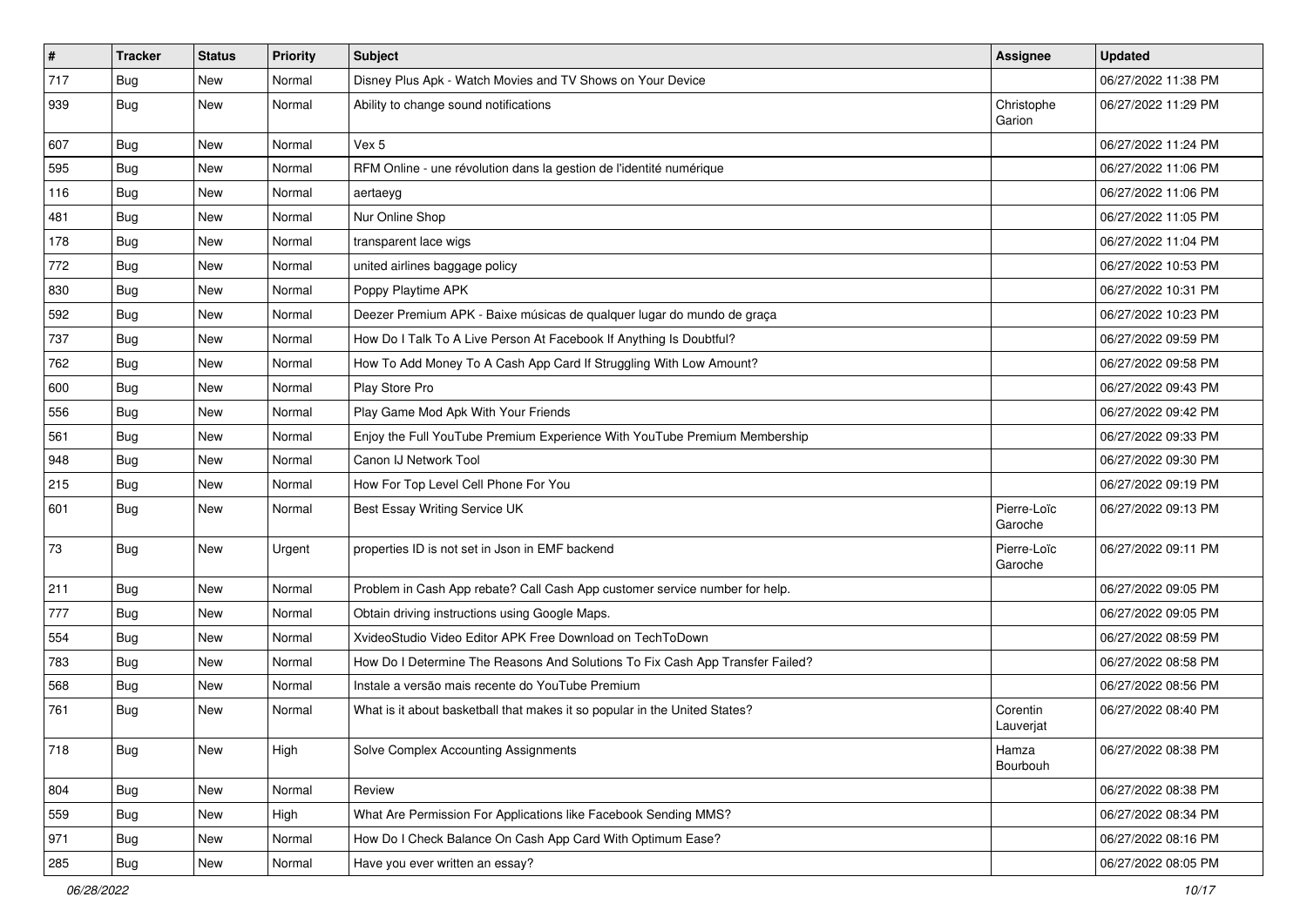| # | Tracker | Status | Priority | Subject | Assignee | Updated |
|---|---|---|---|---|---|---|
| 717 | Bug | New | Normal | Disney Plus Apk - Watch Movies and TV Shows on Your Device | | 06/27/2022 11:38 PM |
| 939 | Bug | New | Normal | Ability to change sound notifications | Christophe Garion | 06/27/2022 11:29 PM |
| 607 | Bug | New | Normal | Vex 5 | | 06/27/2022 11:24 PM |
| 595 | Bug | New | Normal | RFM Online - une révolution dans la gestion de l'identité numérique | | 06/27/2022 11:06 PM |
| 116 | Bug | New | Normal | aertaeyg | | 06/27/2022 11:06 PM |
| 481 | Bug | New | Normal | Nur Online Shop | | 06/27/2022 11:05 PM |
| 178 | Bug | New | Normal | transparent lace wigs | | 06/27/2022 11:04 PM |
| 772 | Bug | New | Normal | united airlines baggage policy | | 06/27/2022 10:53 PM |
| 830 | Bug | New | Normal | Poppy Playtime APK | | 06/27/2022 10:31 PM |
| 592 | Bug | New | Normal | Deezer Premium APK - Baixe músicas de qualquer lugar do mundo de graça | | 06/27/2022 10:23 PM |
| 737 | Bug | New | Normal | How Do I Talk To A Live Person At Facebook If Anything Is Doubtful? | | 06/27/2022 09:59 PM |
| 762 | Bug | New | Normal | How To Add Money To A Cash App Card If Struggling With Low Amount? | | 06/27/2022 09:58 PM |
| 600 | Bug | New | Normal | Play Store Pro | | 06/27/2022 09:43 PM |
| 556 | Bug | New | Normal | Play Game Mod Apk With Your Friends | | 06/27/2022 09:42 PM |
| 561 | Bug | New | Normal | Enjoy the Full YouTube Premium Experience With YouTube Premium Membership | | 06/27/2022 09:33 PM |
| 948 | Bug | New | Normal | Canon IJ Network Tool | | 06/27/2022 09:30 PM |
| 215 | Bug | New | Normal | How For Top Level Cell Phone For You | | 06/27/2022 09:19 PM |
| 601 | Bug | New | Normal | Best Essay Writing Service UK | Pierre-Loïc Garoche | 06/27/2022 09:13 PM |
| 73 | Bug | New | Urgent | properties ID is not set in Json in EMF backend | Pierre-Loïc Garoche | 06/27/2022 09:11 PM |
| 211 | Bug | New | Normal | Problem in Cash App rebate? Call Cash App customer service number for help. | | 06/27/2022 09:05 PM |
| 777 | Bug | New | Normal | Obtain driving instructions using Google Maps. | | 06/27/2022 09:05 PM |
| 554 | Bug | New | Normal | XvideoStudio Video Editor APK Free Download on TechToDown | | 06/27/2022 08:59 PM |
| 783 | Bug | New | Normal | How Do I Determine The Reasons And Solutions To Fix Cash App Transfer Failed? | | 06/27/2022 08:58 PM |
| 568 | Bug | New | Normal | Instale a versão mais recente do YouTube Premium | | 06/27/2022 08:56 PM |
| 761 | Bug | New | Normal | What is it about basketball that makes it so popular in the United States? | Corentin Lauverjat | 06/27/2022 08:40 PM |
| 718 | Bug | New | High | Solve Complex Accounting Assignments | Hamza Bourbouh | 06/27/2022 08:38 PM |
| 804 | Bug | New | Normal | Review | | 06/27/2022 08:38 PM |
| 559 | Bug | New | High | What Are Permission For Applications like Facebook Sending MMS? | | 06/27/2022 08:34 PM |
| 971 | Bug | New | Normal | How Do I Check Balance On Cash App Card With Optimum Ease? | | 06/27/2022 08:16 PM |
| 285 | Bug | New | Normal | Have you ever written an essay? | | 06/27/2022 08:05 PM |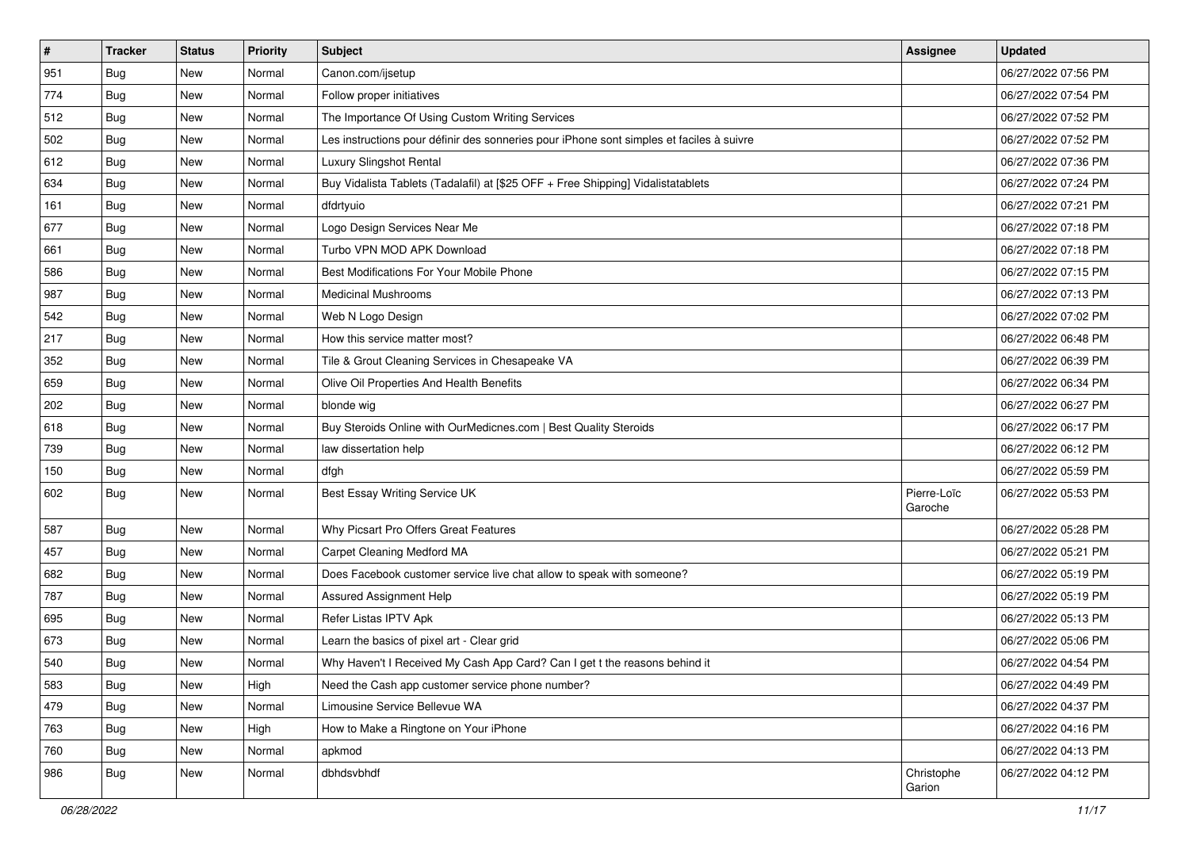| # | Tracker | Status | Priority | Subject | Assignee | Updated |
|---|---|---|---|---|---|---|
| 951 | Bug | New | Normal | Canon.com/ijsetup | | 06/27/2022 07:56 PM |
| 774 | Bug | New | Normal | Follow proper initiatives | | 06/27/2022 07:54 PM |
| 512 | Bug | New | Normal | The Importance Of Using Custom Writing Services | | 06/27/2022 07:52 PM |
| 502 | Bug | New | Normal | Les instructions pour définir des sonneries pour iPhone sont simples et faciles à suivre | | 06/27/2022 07:52 PM |
| 612 | Bug | New | Normal | Luxury Slingshot Rental | | 06/27/2022 07:36 PM |
| 634 | Bug | New | Normal | Buy Vidalista Tablets (Tadalafil) at [$25 OFF + Free Shipping] Vidalistatablets | | 06/27/2022 07:24 PM |
| 161 | Bug | New | Normal | dfdrtyuio | | 06/27/2022 07:21 PM |
| 677 | Bug | New | Normal | Logo Design Services Near Me | | 06/27/2022 07:18 PM |
| 661 | Bug | New | Normal | Turbo VPN MOD APK Download | | 06/27/2022 07:18 PM |
| 586 | Bug | New | Normal | Best Modifications For Your Mobile Phone | | 06/27/2022 07:15 PM |
| 987 | Bug | New | Normal | Medicinal Mushrooms | | 06/27/2022 07:13 PM |
| 542 | Bug | New | Normal | Web N Logo Design | | 06/27/2022 07:02 PM |
| 217 | Bug | New | Normal | How this service matter most? | | 06/27/2022 06:48 PM |
| 352 | Bug | New | Normal | Tile & Grout Cleaning Services in Chesapeake VA | | 06/27/2022 06:39 PM |
| 659 | Bug | New | Normal | Olive Oil Properties And Health Benefits | | 06/27/2022 06:34 PM |
| 202 | Bug | New | Normal | blonde wig | | 06/27/2022 06:27 PM |
| 618 | Bug | New | Normal | Buy Steroids Online with OurMedicnes.com \| Best Quality Steroids | | 06/27/2022 06:17 PM |
| 739 | Bug | New | Normal | law dissertation help | | 06/27/2022 06:12 PM |
| 150 | Bug | New | Normal | dfgh | | 06/27/2022 05:59 PM |
| 602 | Bug | New | Normal | Best Essay Writing Service UK | Pierre-Loïc Garoche | 06/27/2022 05:53 PM |
| 587 | Bug | New | Normal | Why Picsart Pro Offers Great Features | | 06/27/2022 05:28 PM |
| 457 | Bug | New | Normal | Carpet Cleaning Medford MA | | 06/27/2022 05:21 PM |
| 682 | Bug | New | Normal | Does Facebook customer service live chat allow to speak with someone? | | 06/27/2022 05:19 PM |
| 787 | Bug | New | Normal | Assured Assignment Help | | 06/27/2022 05:19 PM |
| 695 | Bug | New | Normal | Refer Listas IPTV Apk | | 06/27/2022 05:13 PM |
| 673 | Bug | New | Normal | Learn the basics of pixel art - Clear grid | | 06/27/2022 05:06 PM |
| 540 | Bug | New | Normal | Why Haven't I Received My Cash App Card? Can I get t the reasons behind it | | 06/27/2022 04:54 PM |
| 583 | Bug | New | High | Need the Cash app customer service phone number? | | 06/27/2022 04:49 PM |
| 479 | Bug | New | Normal | Limousine Service Bellevue WA | | 06/27/2022 04:37 PM |
| 763 | Bug | New | High | How to Make a Ringtone on Your iPhone | | 06/27/2022 04:16 PM |
| 760 | Bug | New | Normal | apkmod | | 06/27/2022 04:13 PM |
| 986 | Bug | New | Normal | dbhdsvbhdf | Christophe Garion | 06/27/2022 04:12 PM |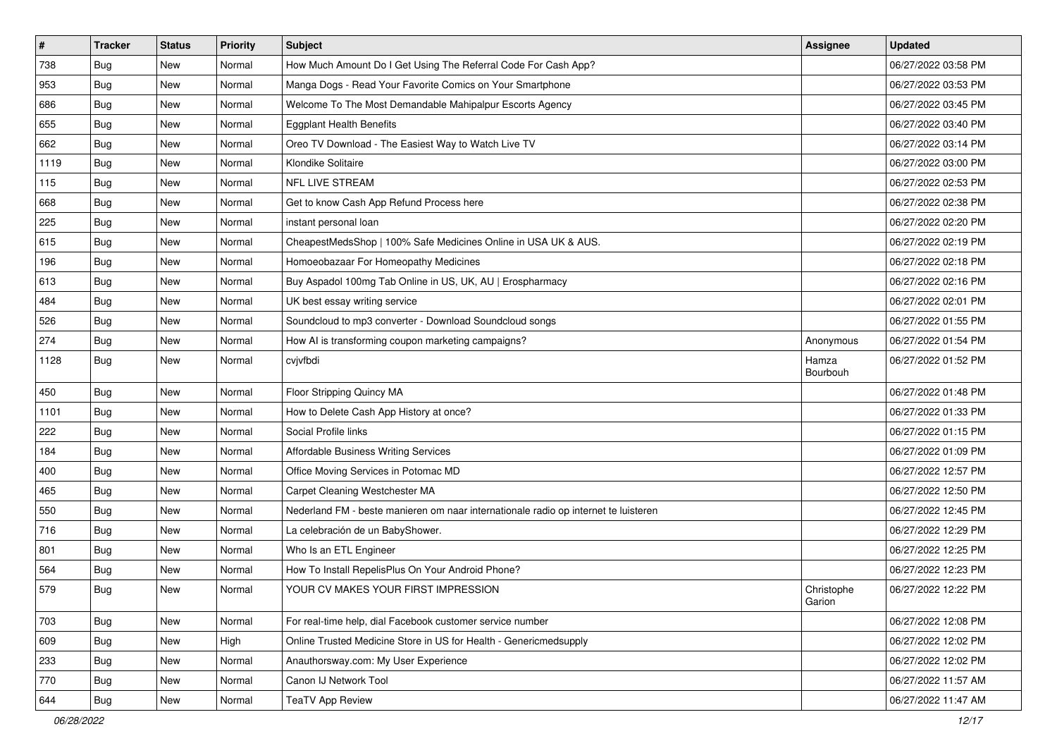| # | Tracker | Status | Priority | Subject | Assignee | Updated |
|---|---|---|---|---|---|---|
| 738 | Bug | New | Normal | How Much Amount Do I Get Using The Referral Code For Cash App? | | 06/27/2022 03:58 PM |
| 953 | Bug | New | Normal | Manga Dogs - Read Your Favorite Comics on Your Smartphone | | 06/27/2022 03:53 PM |
| 686 | Bug | New | Normal | Welcome To The Most Demandable Mahipalpur Escorts Agency | | 06/27/2022 03:45 PM |
| 655 | Bug | New | Normal | Eggplant Health Benefits | | 06/27/2022 03:40 PM |
| 662 | Bug | New | Normal | Oreo TV Download - The Easiest Way to Watch Live TV | | 06/27/2022 03:14 PM |
| 1119 | Bug | New | Normal | Klondike Solitaire | | 06/27/2022 03:00 PM |
| 115 | Bug | New | Normal | NFL LIVE STREAM | | 06/27/2022 02:53 PM |
| 668 | Bug | New | Normal | Get to know Cash App Refund Process here | | 06/27/2022 02:38 PM |
| 225 | Bug | New | Normal | instant personal loan | | 06/27/2022 02:20 PM |
| 615 | Bug | New | Normal | CheapestMedsShop \| 100% Safe Medicines Online in USA UK & AUS. | | 06/27/2022 02:19 PM |
| 196 | Bug | New | Normal | Homoeobazaar For Homeopathy Medicines | | 06/27/2022 02:18 PM |
| 613 | Bug | New | Normal | Buy Aspadol 100mg Tab Online in US, UK, AU \| Erospharmacy | | 06/27/2022 02:16 PM |
| 484 | Bug | New | Normal | UK best essay writing service | | 06/27/2022 02:01 PM |
| 526 | Bug | New | Normal | Soundcloud to mp3 converter - Download Soundcloud songs | | 06/27/2022 01:55 PM |
| 274 | Bug | New | Normal | How AI is transforming coupon marketing campaigns? | Anonymous | 06/27/2022 01:54 PM |
| 1128 | Bug | New | Normal | cvjvfbdi | Hamza Bourbouh | 06/27/2022 01:52 PM |
| 450 | Bug | New | Normal | Floor Stripping Quincy MA | | 06/27/2022 01:48 PM |
| 1101 | Bug | New | Normal | How to Delete Cash App History at once? | | 06/27/2022 01:33 PM |
| 222 | Bug | New | Normal | Social Profile links | | 06/27/2022 01:15 PM |
| 184 | Bug | New | Normal | Affordable Business Writing Services | | 06/27/2022 01:09 PM |
| 400 | Bug | New | Normal | Office Moving Services in Potomac MD | | 06/27/2022 12:57 PM |
| 465 | Bug | New | Normal | Carpet Cleaning Westchester MA | | 06/27/2022 12:50 PM |
| 550 | Bug | New | Normal | Nederland FM - beste manieren om naar internationale radio op internet te luisteren | | 06/27/2022 12:45 PM |
| 716 | Bug | New | Normal | La celebración de un BabyShower. | | 06/27/2022 12:29 PM |
| 801 | Bug | New | Normal | Who Is an ETL Engineer | | 06/27/2022 12:25 PM |
| 564 | Bug | New | Normal | How To Install RepelisPlus On Your Android Phone? | | 06/27/2022 12:23 PM |
| 579 | Bug | New | Normal | YOUR CV MAKES YOUR FIRST IMPRESSION | Christophe Garion | 06/27/2022 12:22 PM |
| 703 | Bug | New | Normal | For real-time help, dial Facebook customer service number | | 06/27/2022 12:08 PM |
| 609 | Bug | New | High | Online Trusted Medicine Store in US for Health - Genericmedsupply | | 06/27/2022 12:02 PM |
| 233 | Bug | New | Normal | Anauthorsway.com: My User Experience | | 06/27/2022 12:02 PM |
| 770 | Bug | New | Normal | Canon IJ Network Tool | | 06/27/2022 11:57 AM |
| 644 | Bug | New | Normal | TeaTV App Review | | 06/27/2022 11:47 AM |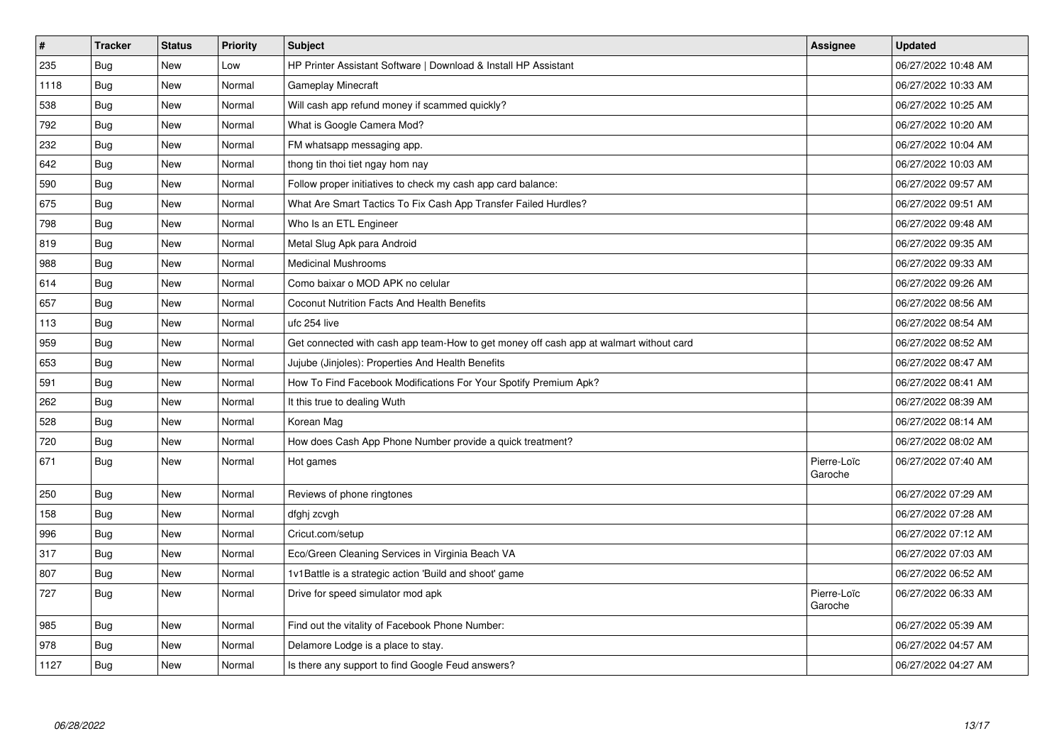| # | Tracker | Status | Priority | Subject | Assignee | Updated |
| --- | --- | --- | --- | --- | --- | --- |
| 235 | Bug | New | Low | HP Printer Assistant Software \| Download & Install HP Assistant | | 06/27/2022 10:48 AM |
| 1118 | Bug | New | Normal | Gameplay Minecraft | | 06/27/2022 10:33 AM |
| 538 | Bug | New | Normal | Will cash app refund money if scammed quickly? | | 06/27/2022 10:25 AM |
| 792 | Bug | New | Normal | What is Google Camera Mod? | | 06/27/2022 10:20 AM |
| 232 | Bug | New | Normal | FM whatsapp messaging app. | | 06/27/2022 10:04 AM |
| 642 | Bug | New | Normal | thong tin thoi tiet ngay hom nay | | 06/27/2022 10:03 AM |
| 590 | Bug | New | Normal | Follow proper initiatives to check my cash app card balance: | | 06/27/2022 09:57 AM |
| 675 | Bug | New | Normal | What Are Smart Tactics To Fix Cash App Transfer Failed Hurdles? | | 06/27/2022 09:51 AM |
| 798 | Bug | New | Normal | Who Is an ETL Engineer | | 06/27/2022 09:48 AM |
| 819 | Bug | New | Normal | Metal Slug Apk para Android | | 06/27/2022 09:35 AM |
| 988 | Bug | New | Normal | Medicinal Mushrooms | | 06/27/2022 09:33 AM |
| 614 | Bug | New | Normal | Como baixar o MOD APK no celular | | 06/27/2022 09:26 AM |
| 657 | Bug | New | Normal | Coconut Nutrition Facts And Health Benefits | | 06/27/2022 08:56 AM |
| 113 | Bug | New | Normal | ufc 254 live | | 06/27/2022 08:54 AM |
| 959 | Bug | New | Normal | Get connected with cash app team-How to get money off cash app at walmart without card | | 06/27/2022 08:52 AM |
| 653 | Bug | New | Normal | Jujube (Jinjoles): Properties And Health Benefits | | 06/27/2022 08:47 AM |
| 591 | Bug | New | Normal | How To Find Facebook Modifications For Your Spotify Premium Apk? | | 06/27/2022 08:41 AM |
| 262 | Bug | New | Normal | It this true to dealing Wuth | | 06/27/2022 08:39 AM |
| 528 | Bug | New | Normal | Korean Mag | | 06/27/2022 08:14 AM |
| 720 | Bug | New | Normal | How does Cash App Phone Number provide a quick treatment? | | 06/27/2022 08:02 AM |
| 671 | Bug | New | Normal | Hot games | Pierre-Loïc Garoche | 06/27/2022 07:40 AM |
| 250 | Bug | New | Normal | Reviews of phone ringtones | | 06/27/2022 07:29 AM |
| 158 | Bug | New | Normal | dfghj zcvgh | | 06/27/2022 07:28 AM |
| 996 | Bug | New | Normal | Cricut.com/setup | | 06/27/2022 07:12 AM |
| 317 | Bug | New | Normal | Eco/Green Cleaning Services in Virginia Beach VA | | 06/27/2022 07:03 AM |
| 807 | Bug | New | Normal | 1v1Battle is a strategic action 'Build and shoot' game | | 06/27/2022 06:52 AM |
| 727 | Bug | New | Normal | Drive for speed simulator mod apk | Pierre-Loïc Garoche | 06/27/2022 06:33 AM |
| 985 | Bug | New | Normal | Find out the vitality of Facebook Phone Number: | | 06/27/2022 05:39 AM |
| 978 | Bug | New | Normal | Delamore Lodge is a place to stay. | | 06/27/2022 04:57 AM |
| 1127 | Bug | New | Normal | Is there any support to find Google Feud answers? | | 06/27/2022 04:27 AM |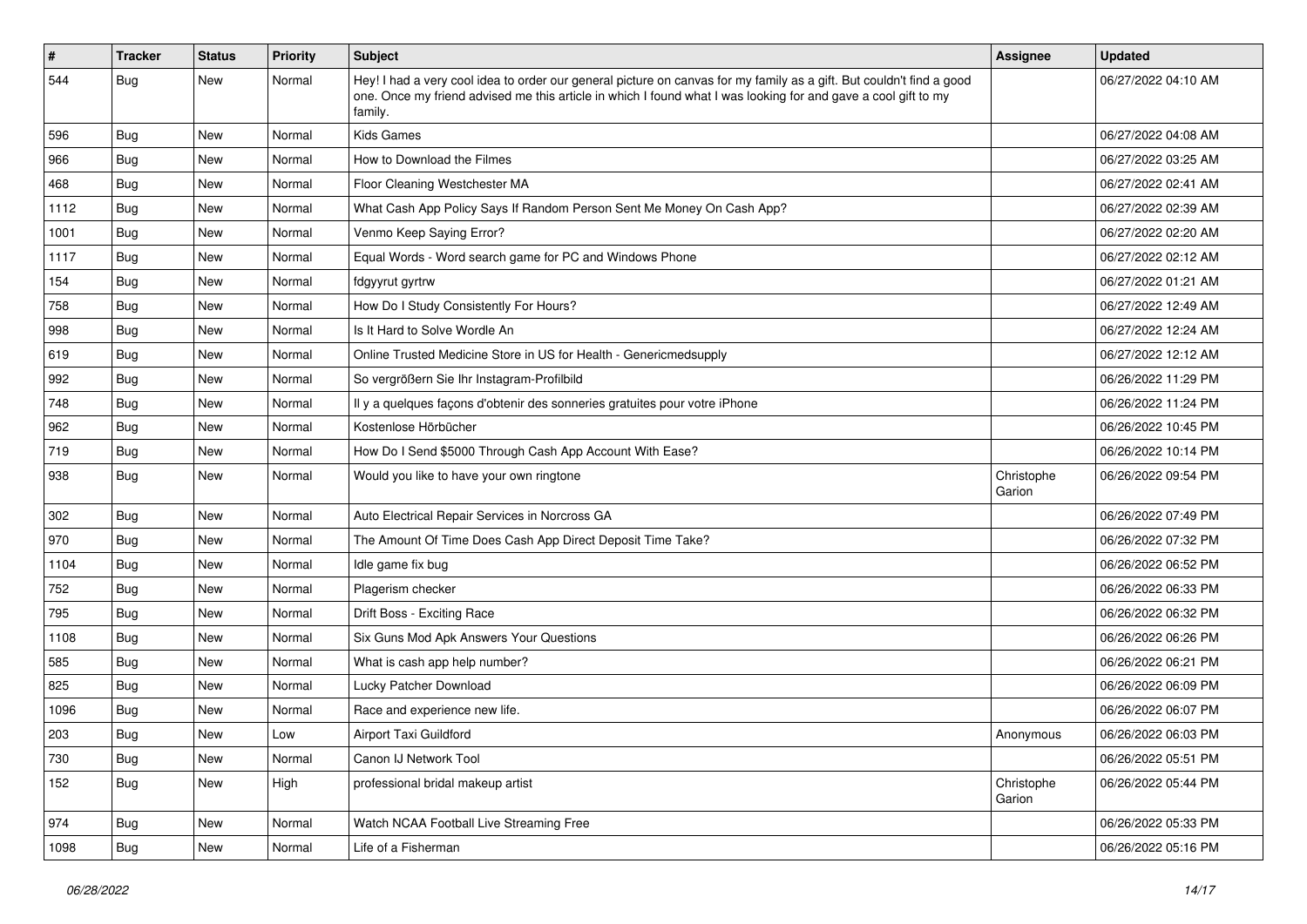| # | Tracker | Status | Priority | Subject | Assignee | Updated |
| --- | --- | --- | --- | --- | --- | --- |
| 544 | Bug | New | Normal | Hey! I had a very cool idea to order our general picture on canvas for my family as a gift. But couldn't find a good one. Once my friend advised me this article in which I found what I was looking for and gave a cool gift to my family. | | 06/27/2022 04:10 AM |
| 596 | Bug | New | Normal | Kids Games | | 06/27/2022 04:08 AM |
| 966 | Bug | New | Normal | How to Download the Filmes | | 06/27/2022 03:25 AM |
| 468 | Bug | New | Normal | Floor Cleaning Westchester MA | | 06/27/2022 02:41 AM |
| 1112 | Bug | New | Normal | What Cash App Policy Says If Random Person Sent Me Money On Cash App? | | 06/27/2022 02:39 AM |
| 1001 | Bug | New | Normal | Venmo Keep Saying Error? | | 06/27/2022 02:20 AM |
| 1117 | Bug | New | Normal | Equal Words - Word search game for PC and Windows Phone | | 06/27/2022 02:12 AM |
| 154 | Bug | New | Normal | fdgyyrut gyrtrw | | 06/27/2022 01:21 AM |
| 758 | Bug | New | Normal | How Do I Study Consistently For Hours? | | 06/27/2022 12:49 AM |
| 998 | Bug | New | Normal | Is It Hard to Solve Wordle An | | 06/27/2022 12:24 AM |
| 619 | Bug | New | Normal | Online Trusted Medicine Store in US for Health - Genericmedsupply | | 06/27/2022 12:12 AM |
| 992 | Bug | New | Normal | So vergrößern Sie Ihr Instagram-Profilbild | | 06/26/2022 11:29 PM |
| 748 | Bug | New | Normal | Il y a quelques façons d'obtenir des sonneries gratuites pour votre iPhone | | 06/26/2022 11:24 PM |
| 962 | Bug | New | Normal | Kostenlose Hörbücher | | 06/26/2022 10:45 PM |
| 719 | Bug | New | Normal | How Do I Send $5000 Through Cash App Account With Ease? | | 06/26/2022 10:14 PM |
| 938 | Bug | New | Normal | Would you like to have your own ringtone | Christophe Garion | 06/26/2022 09:54 PM |
| 302 | Bug | New | Normal | Auto Electrical Repair Services in Norcross GA | | 06/26/2022 07:49 PM |
| 970 | Bug | New | Normal | The Amount Of Time Does Cash App Direct Deposit Time Take? | | 06/26/2022 07:32 PM |
| 1104 | Bug | New | Normal | Idle game fix bug | | 06/26/2022 06:52 PM |
| 752 | Bug | New | Normal | Plagerism checker | | 06/26/2022 06:33 PM |
| 795 | Bug | New | Normal | Drift Boss - Exciting Race | | 06/26/2022 06:32 PM |
| 1108 | Bug | New | Normal | Six Guns Mod Apk Answers Your Questions | | 06/26/2022 06:26 PM |
| 585 | Bug | New | Normal | What is cash app help number? | | 06/26/2022 06:21 PM |
| 825 | Bug | New | Normal | Lucky Patcher Download | | 06/26/2022 06:09 PM |
| 1096 | Bug | New | Normal | Race and experience new life. | | 06/26/2022 06:07 PM |
| 203 | Bug | New | Low | Airport Taxi Guildford | Anonymous | 06/26/2022 06:03 PM |
| 730 | Bug | New | Normal | Canon IJ Network Tool | | 06/26/2022 05:51 PM |
| 152 | Bug | New | High | professional bridal makeup artist | Christophe Garion | 06/26/2022 05:44 PM |
| 974 | Bug | New | Normal | Watch NCAA Football Live Streaming Free | | 06/26/2022 05:33 PM |
| 1098 | Bug | New | Normal | Life of a Fisherman | | 06/26/2022 05:16 PM |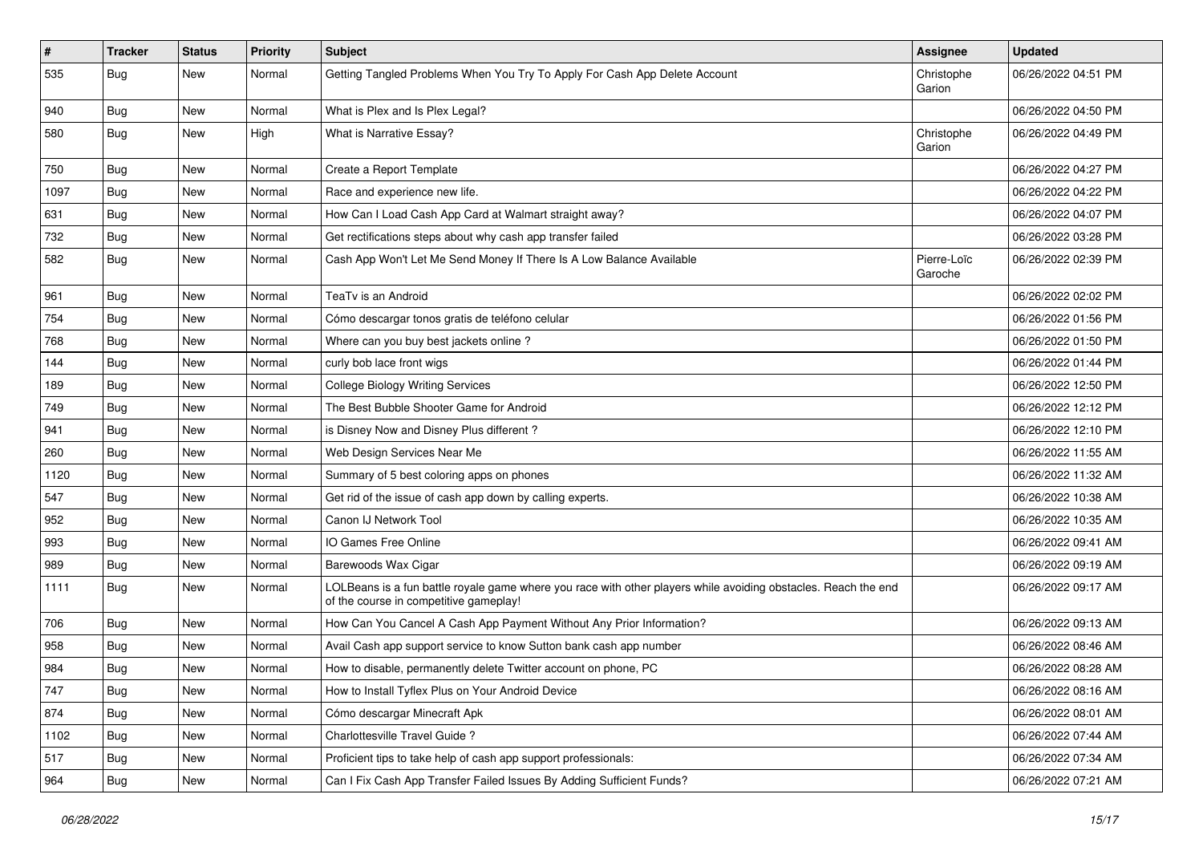| # | Tracker | Status | Priority | Subject | Assignee | Updated |
|---|---|---|---|---|---|---|
| 535 | Bug | New | Normal | Getting Tangled Problems When You Try To Apply For Cash App Delete Account | Christophe Garion | 06/26/2022 04:51 PM |
| 940 | Bug | New | Normal | What is Plex and Is Plex Legal? | | 06/26/2022 04:50 PM |
| 580 | Bug | New | High | What is Narrative Essay? | Christophe Garion | 06/26/2022 04:49 PM |
| 750 | Bug | New | Normal | Create a Report Template | | 06/26/2022 04:27 PM |
| 1097 | Bug | New | Normal | Race and experience new life. | | 06/26/2022 04:22 PM |
| 631 | Bug | New | Normal | How Can I Load Cash App Card at Walmart straight away? | | 06/26/2022 04:07 PM |
| 732 | Bug | New | Normal | Get rectifications steps about why cash app transfer failed | | 06/26/2022 03:28 PM |
| 582 | Bug | New | Normal | Cash App Won't Let Me Send Money If There Is A Low Balance Available | Pierre-Loïc Garoche | 06/26/2022 02:39 PM |
| 961 | Bug | New | Normal | TeaTv is an Android | | 06/26/2022 02:02 PM |
| 754 | Bug | New | Normal | Cómo descargar tonos gratis de teléfono celular | | 06/26/2022 01:56 PM |
| 768 | Bug | New | Normal | Where can you buy best jackets online ? | | 06/26/2022 01:50 PM |
| 144 | Bug | New | Normal | curly bob lace front wigs | | 06/26/2022 01:44 PM |
| 189 | Bug | New | Normal | College Biology Writing Services | | 06/26/2022 12:50 PM |
| 749 | Bug | New | Normal | The Best Bubble Shooter Game for Android | | 06/26/2022 12:12 PM |
| 941 | Bug | New | Normal | is Disney Now and Disney Plus different ? | | 06/26/2022 12:10 PM |
| 260 | Bug | New | Normal | Web Design Services Near Me | | 06/26/2022 11:55 AM |
| 1120 | Bug | New | Normal | Summary of 5 best coloring apps on phones | | 06/26/2022 11:32 AM |
| 547 | Bug | New | Normal | Get rid of the issue of cash app down by calling experts. | | 06/26/2022 10:38 AM |
| 952 | Bug | New | Normal | Canon IJ Network Tool | | 06/26/2022 10:35 AM |
| 993 | Bug | New | Normal | IO Games Free Online | | 06/26/2022 09:41 AM |
| 989 | Bug | New | Normal | Barewoods Wax Cigar | | 06/26/2022 09:19 AM |
| 1111 | Bug | New | Normal | LOLBeans is a fun battle royale game where you race with other players while avoiding obstacles. Reach the end of the course in competitive gameplay! | | 06/26/2022 09:17 AM |
| 706 | Bug | New | Normal | How Can You Cancel A Cash App Payment Without Any Prior Information? | | 06/26/2022 09:13 AM |
| 958 | Bug | New | Normal | Avail Cash app support service to know Sutton bank cash app number | | 06/26/2022 08:46 AM |
| 984 | Bug | New | Normal | How to disable, permanently delete Twitter account on phone, PC | | 06/26/2022 08:28 AM |
| 747 | Bug | New | Normal | How to Install Tyflex Plus on Your Android Device | | 06/26/2022 08:16 AM |
| 874 | Bug | New | Normal | Cómo descargar Minecraft Apk | | 06/26/2022 08:01 AM |
| 1102 | Bug | New | Normal | Charlottesville Travel Guide ? | | 06/26/2022 07:44 AM |
| 517 | Bug | New | Normal | Proficient tips to take help of cash app support professionals: | | 06/26/2022 07:34 AM |
| 964 | Bug | New | Normal | Can I Fix Cash App Transfer Failed Issues By Adding Sufficient Funds? | | 06/26/2022 07:21 AM |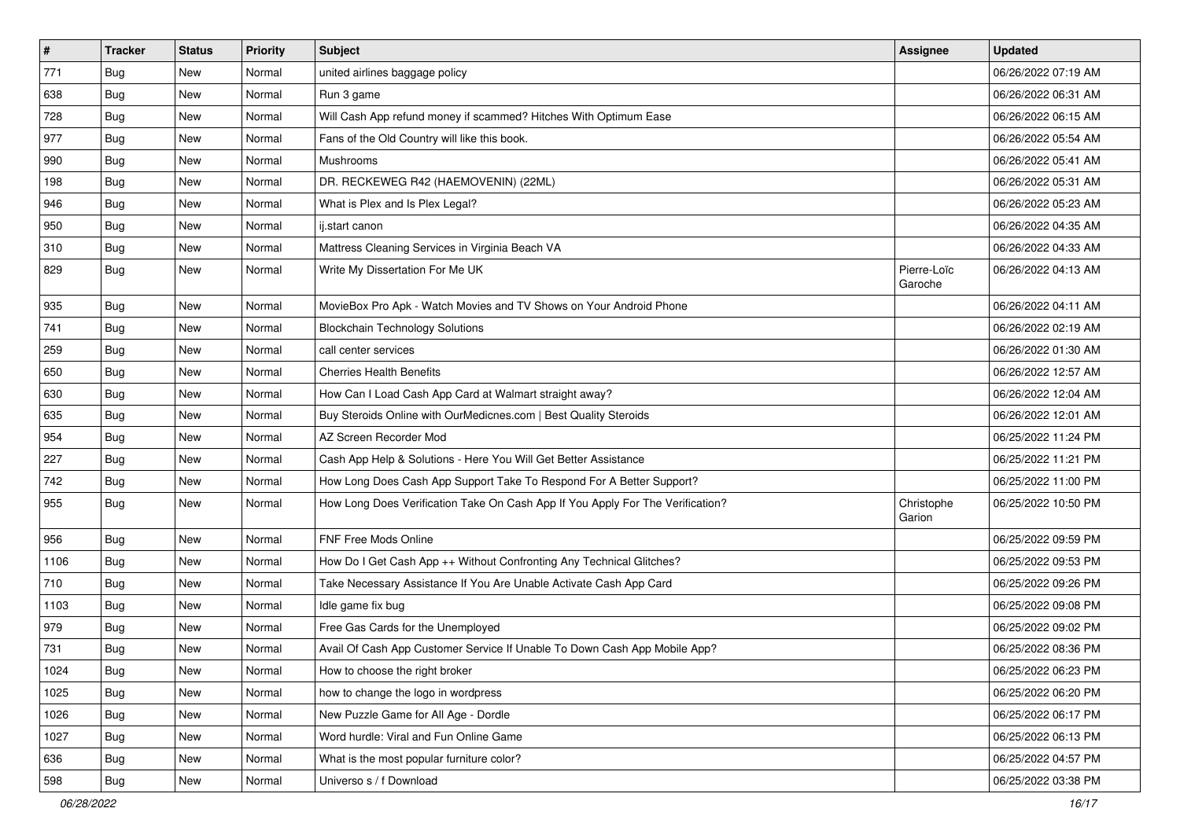| # | Tracker | Status | Priority | Subject | Assignee | Updated |
|---|---|---|---|---|---|---|
| 771 | Bug | New | Normal | united airlines baggage policy | | 06/26/2022 07:19 AM |
| 638 | Bug | New | Normal | Run 3 game | | 06/26/2022 06:31 AM |
| 728 | Bug | New | Normal | Will Cash App refund money if scammed? Hitches With Optimum Ease | | 06/26/2022 06:15 AM |
| 977 | Bug | New | Normal | Fans of the Old Country will like this book. | | 06/26/2022 05:54 AM |
| 990 | Bug | New | Normal | Mushrooms | | 06/26/2022 05:41 AM |
| 198 | Bug | New | Normal | DR. RECKEWEG R42 (HAEMOVENIN) (22ML) | | 06/26/2022 05:31 AM |
| 946 | Bug | New | Normal | What is Plex and Is Plex Legal? | | 06/26/2022 05:23 AM |
| 950 | Bug | New | Normal | ij.start canon | | 06/26/2022 04:35 AM |
| 310 | Bug | New | Normal | Mattress Cleaning Services in Virginia Beach VA | | 06/26/2022 04:33 AM |
| 829 | Bug | New | Normal | Write My Dissertation For Me UK | Pierre-Loïc Garoche | 06/26/2022 04:13 AM |
| 935 | Bug | New | Normal | MovieBox Pro Apk - Watch Movies and TV Shows on Your Android Phone | | 06/26/2022 04:11 AM |
| 741 | Bug | New | Normal | Blockchain Technology Solutions | | 06/26/2022 02:19 AM |
| 259 | Bug | New | Normal | call center services | | 06/26/2022 01:30 AM |
| 650 | Bug | New | Normal | Cherries Health Benefits | | 06/26/2022 12:57 AM |
| 630 | Bug | New | Normal | How Can I Load Cash App Card at Walmart straight away? | | 06/26/2022 12:04 AM |
| 635 | Bug | New | Normal | Buy Steroids Online with OurMedicnes.com \| Best Quality Steroids | | 06/26/2022 12:01 AM |
| 954 | Bug | New | Normal | AZ Screen Recorder Mod | | 06/25/2022 11:24 PM |
| 227 | Bug | New | Normal | Cash App Help & Solutions - Here You Will Get Better Assistance | | 06/25/2022 11:21 PM |
| 742 | Bug | New | Normal | How Long Does Cash App Support Take To Respond For A Better Support? | | 06/25/2022 11:00 PM |
| 955 | Bug | New | Normal | How Long Does Verification Take On Cash App If You Apply For The Verification? | Christophe Garion | 06/25/2022 10:50 PM |
| 956 | Bug | New | Normal | FNF Free Mods Online | | 06/25/2022 09:59 PM |
| 1106 | Bug | New | Normal | How Do I Get Cash App ++ Without Confronting Any Technical Glitches? | | 06/25/2022 09:53 PM |
| 710 | Bug | New | Normal | Take Necessary Assistance If You Are Unable Activate Cash App Card | | 06/25/2022 09:26 PM |
| 1103 | Bug | New | Normal | Idle game fix bug | | 06/25/2022 09:08 PM |
| 979 | Bug | New | Normal | Free Gas Cards for the Unemployed | | 06/25/2022 09:02 PM |
| 731 | Bug | New | Normal | Avail Of Cash App Customer Service If Unable To Down Cash App Mobile App? | | 06/25/2022 08:36 PM |
| 1024 | Bug | New | Normal | How to choose the right broker | | 06/25/2022 06:23 PM |
| 1025 | Bug | New | Normal | how to change the logo in wordpress | | 06/25/2022 06:20 PM |
| 1026 | Bug | New | Normal | New Puzzle Game for All Age - Dordle | | 06/25/2022 06:17 PM |
| 1027 | Bug | New | Normal | Word hurdle: Viral and Fun Online Game | | 06/25/2022 06:13 PM |
| 636 | Bug | New | Normal | What is the most popular furniture color? | | 06/25/2022 04:57 PM |
| 598 | Bug | New | Normal | Universo s / f Download | | 06/25/2022 03:38 PM |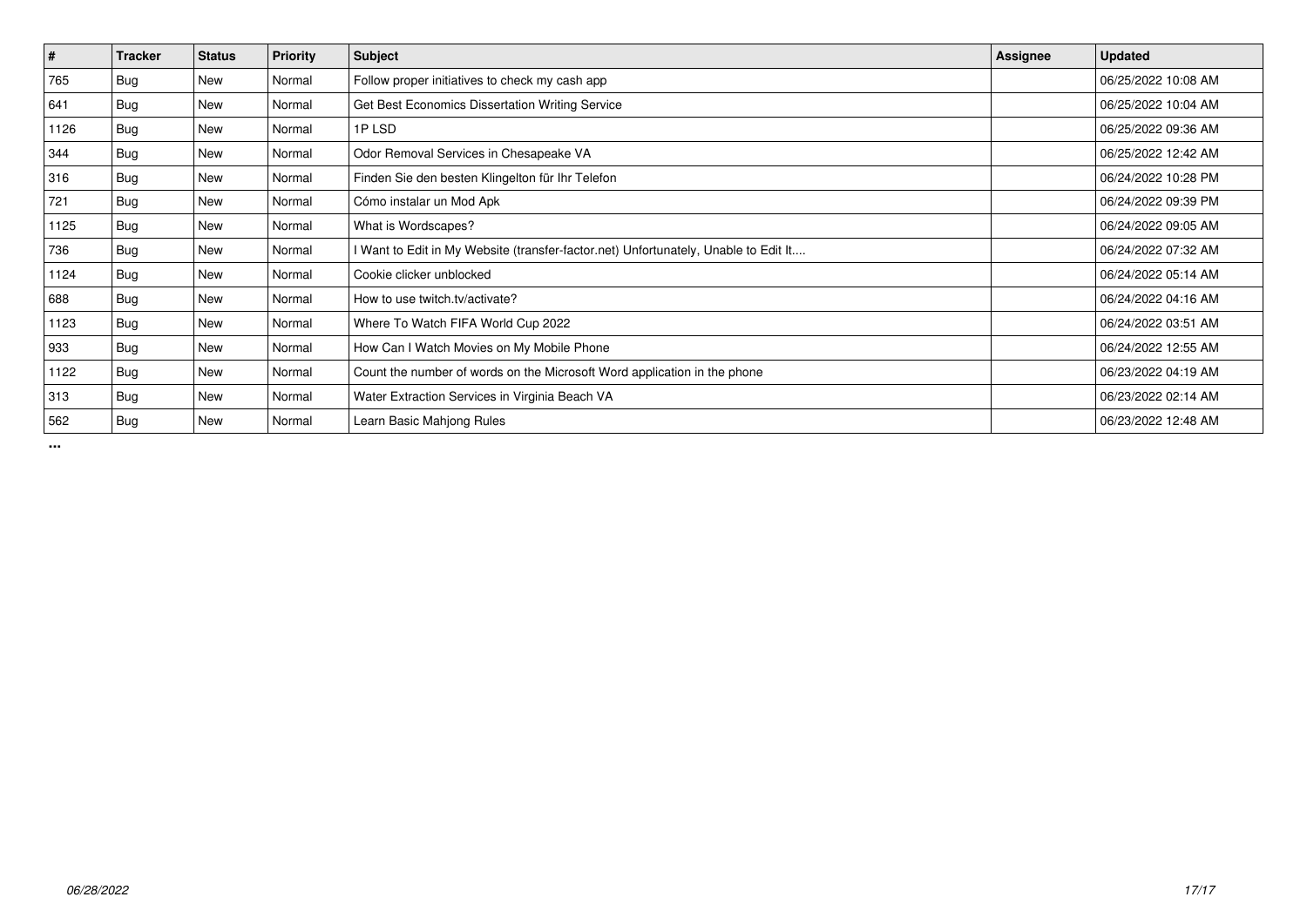| # | Tracker | Status | Priority | Subject | Assignee | Updated |
|---|---|---|---|---|---|---|
| 765 | Bug | New | Normal | Follow proper initiatives to check my cash app | | 06/25/2022 10:08 AM |
| 641 | Bug | New | Normal | Get Best Economics Dissertation Writing Service | | 06/25/2022 10:04 AM |
| 1126 | Bug | New | Normal | 1P LSD | | 06/25/2022 09:36 AM |
| 344 | Bug | New | Normal | Odor Removal Services in Chesapeake VA | | 06/25/2022 12:42 AM |
| 316 | Bug | New | Normal | Finden Sie den besten Klingelton für Ihr Telefon | | 06/24/2022 10:28 PM |
| 721 | Bug | New | Normal | Cómo instalar un Mod Apk | | 06/24/2022 09:39 PM |
| 1125 | Bug | New | Normal | What is Wordscapes? | | 06/24/2022 09:05 AM |
| 736 | Bug | New | Normal | I Want to Edit in My Website (transfer-factor.net) Unfortunately, Unable to Edit It.... | | 06/24/2022 07:32 AM |
| 1124 | Bug | New | Normal | Cookie clicker unblocked | | 06/24/2022 05:14 AM |
| 688 | Bug | New | Normal | How to use twitch.tv/activate? | | 06/24/2022 04:16 AM |
| 1123 | Bug | New | Normal | Where To Watch FIFA World Cup 2022 | | 06/24/2022 03:51 AM |
| 933 | Bug | New | Normal | How Can I Watch Movies on My Mobile Phone | | 06/24/2022 12:55 AM |
| 1122 | Bug | New | Normal | Count the number of words on the Microsoft Word application in the phone | | 06/23/2022 04:19 AM |
| 313 | Bug | New | Normal | Water Extraction Services in Virginia Beach VA | | 06/23/2022 02:14 AM |
| 562 | Bug | New | Normal | Learn Basic Mahjong Rules | | 06/23/2022 12:48 AM |

...